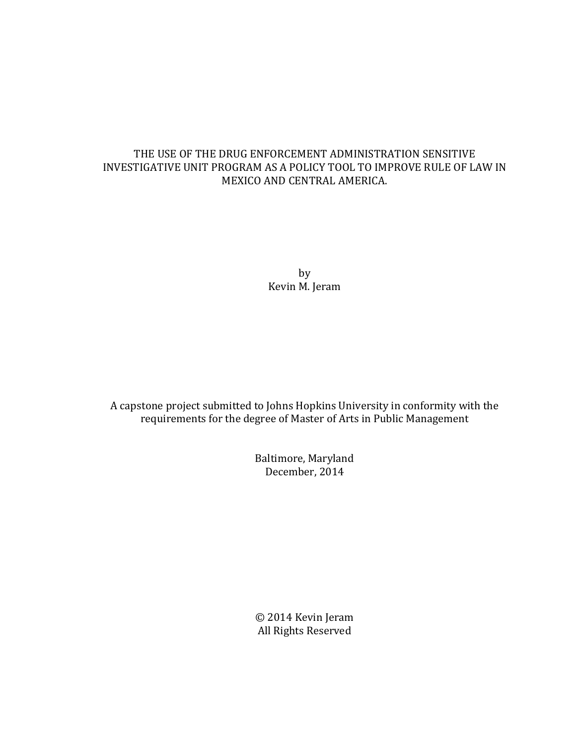# THE USE OF THE DRUG ENFORCEMENT ADMINISTRATION SENSITIVE INVESTIGATIVE UNIT PROGRAM AS A POLICY TOOL TO IMPROVE RULE OF LAW IN MEXICO AND CENTRAL AMERICA.

by
Kevin M. Jeram

A capstone project submitted to Johns Hopkins University in conformity with the requirements for the degree of Master of Arts in Public Management

Baltimore, Maryland
December, 2014

© 2014 Kevin Jeram
All Rights Reserved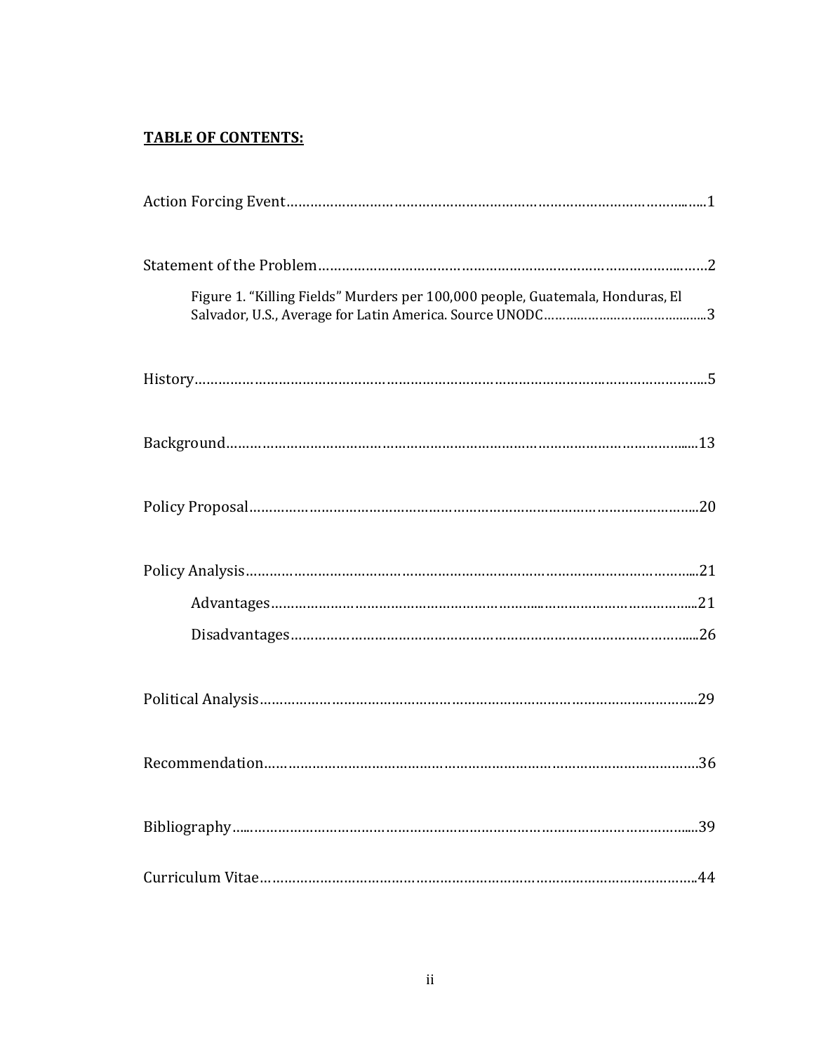**TABLE OF CONTENTS:**

Action Forcing Event……………………………………………………………………………………1

Statement of the Problem………………………………………………………………………………2

Figure 1. "Killing Fields" Murders per 100,000 people, Guatemala, Honduras, El Salvador, U.S., Average for Latin America. Source UNODC……………………………………3

History……………………………………………………………………………………………………5

Background………………………………………………………………………………………………13

Policy Proposal……………………………………………………………………………………………20

Policy Analysis……………………………………………………………………………………………21

Advantages…………………………………………………………………………………………21

Disadvantages………………………………………………………………………………………26

Political Analysis…………………………………………………………………………………………29

Recommendation…………………………………………………………………………………………36

Bibliography………………………………………………………………………………………………39

Curriculum Vitae…………………………………………………………………………………………44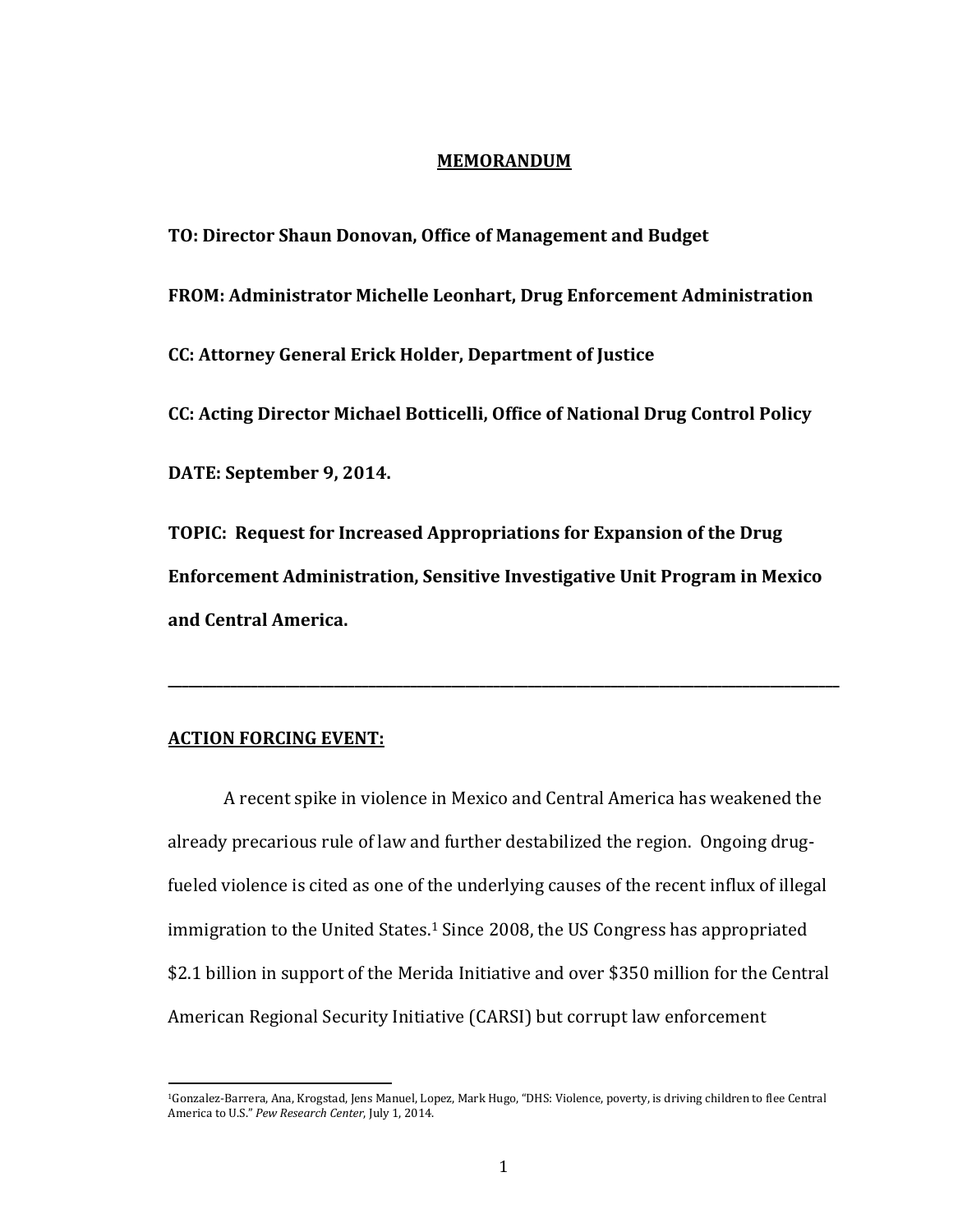# MEMORANDUM

**TO: Director Shaun Donovan, Office of Management and Budget**

**FROM: Administrator Michelle Leonhart, Drug Enforcement Administration**

**CC: Attorney General Erick Holder, Department of Justice**

**CC: Acting Director Michael Botticelli, Office of National Drug Control Policy**

**DATE: September 9, 2014.**

**TOPIC: Request for Increased Appropriations for Expansion of the Drug Enforcement Administration, Sensitive Investigative Unit Program in Mexico and Central America.**

---

## ACTION FORCING EVENT:

A recent spike in violence in Mexico and Central America has weakened the already precarious rule of law and further destabilized the region. Ongoing drug-fueled violence is cited as one of the underlying causes of the recent influx of illegal immigration to the United States.[1] Since 2008, the US Congress has appropriated $2.1 billion in support of the Merida Initiative and over $350 million for the Central American Regional Security Initiative (CARSI) but corrupt law enforcement

[1] Gonzalez-Barrera, Ana, Krogstad, Jens Manuel, Lopez, Mark Hugo, "DHS: Violence, poverty, is driving children to flee Central America to U.S." *Pew Research Center*, July 1, 2014.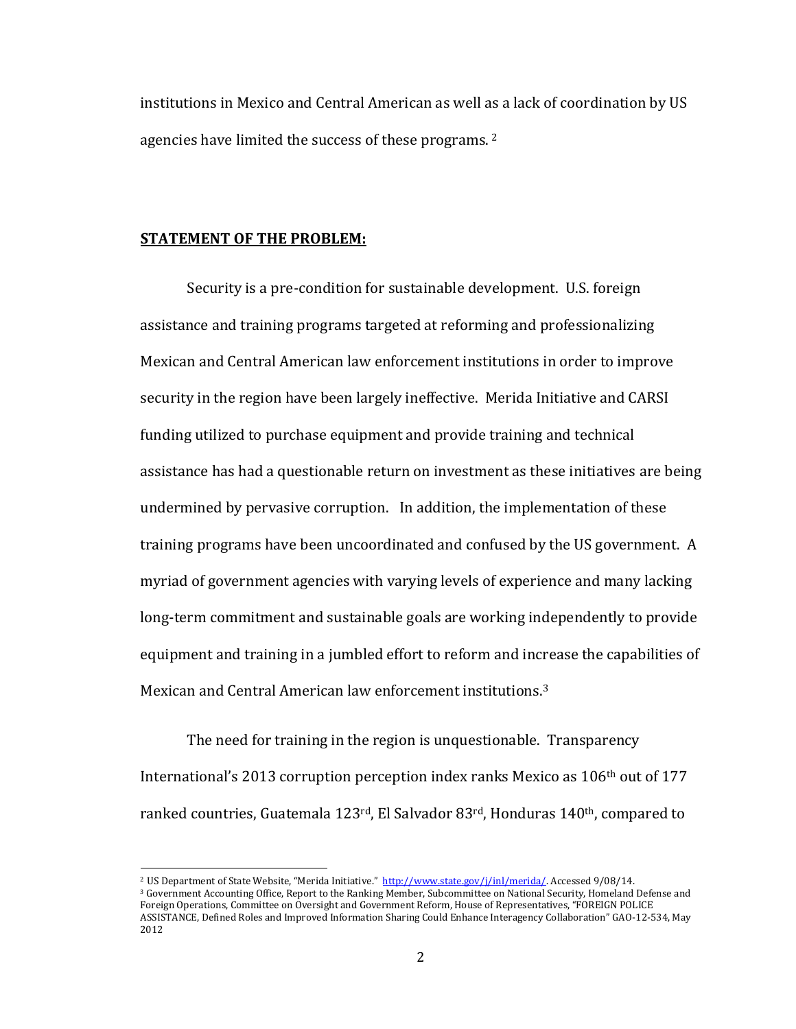institutions in Mexico and Central American as well as a lack of coordination by US agencies have limited the success of these programs. [2]

**STATEMENT OF THE PROBLEM:**

Security is a pre-condition for sustainable development. U.S. foreign assistance and training programs targeted at reforming and professionalizing Mexican and Central American law enforcement institutions in order to improve security in the region have been largely ineffective. Merida Initiative and CARSI funding utilized to purchase equipment and provide training and technical assistance has had a questionable return on investment as these initiatives are being undermined by pervasive corruption. In addition, the implementation of these training programs have been uncoordinated and confused by the US government. A myriad of government agencies with varying levels of experience and many lacking long-term commitment and sustainable goals are working independently to provide equipment and training in a jumbled effort to reform and increase the capabilities of Mexican and Central American law enforcement institutions.[3]

The need for training in the region is unquestionable. Transparency International's 2013 corruption perception index ranks Mexico as 106th out of 177 ranked countries, Guatemala 123rd, El Salvador 83rd, Honduras 140th, compared to

---

[2] US Department of State Website, "Merida Initiative." http://www.state.gov/j/inl/merida/. Accessed 9/08/14.

[3] Government Accounting Office, Report to the Ranking Member, Subcommittee on National Security, Homeland Defense and Foreign Operations, Committee on Oversight and Government Reform, House of Representatives, "FOREIGN POLICE ASSISTANCE, Defined Roles and Improved Information Sharing Could Enhance Interagency Collaboration" GAO-12-534, May 2012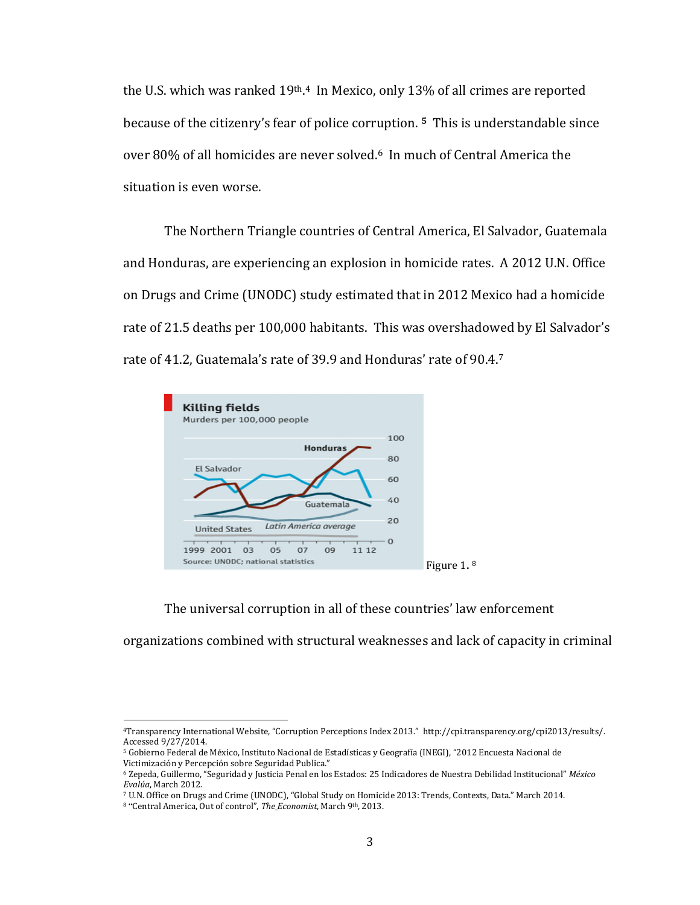the U.S. which was ranked 19th.[4] In Mexico, only 13% of all crimes are reported because of the citizenry's fear of police corruption.[5] This is understandable since over 80% of all homicides are never solved.[6] In much of Central America the situation is even worse.

The Northern Triangle countries of Central America, El Salvador, Guatemala and Honduras, are experiencing an explosion in homicide rates. A 2012 U.N. Office on Drugs and Crime (UNODC) study estimated that in 2012 Mexico had a homicide rate of 21.5 deaths per 100,000 habitants. This was overshadowed by El Salvador's rate of 41.2, Guatemala's rate of 39.9 and Honduras' rate of 90.4.[7]

Figure 1.[8]

The universal corruption in all of these countries' law enforcement organizations combined with structural weaknesses and lack of capacity in criminal

---

[4] Transparency International Website, "Corruption Perceptions Index 2013." http://cpi.transparency.org/cpi2013/results/. Accessed 9/27/2014.

[5] Gobierno Federal de México, Instituto Nacional de Estadísticas y Geografía (INEGI), "2012 Encuesta Nacional de Victimización y Percepción sobre Seguridad Publica."

[6] Zepeda, Guillermo, "Seguridad y Justicia Penal en los Estados: 25 Indicadores de Nuestra Debilidad Institucional" *México Evalúa*, March 2012.

[7] U.N. Office on Drugs and Crime (UNODC), "Global Study on Homicide 2013: Trends, Contexts, Data." March 2014.

[8] "Central America, Out of control", *The Economist*, March 9th, 2013.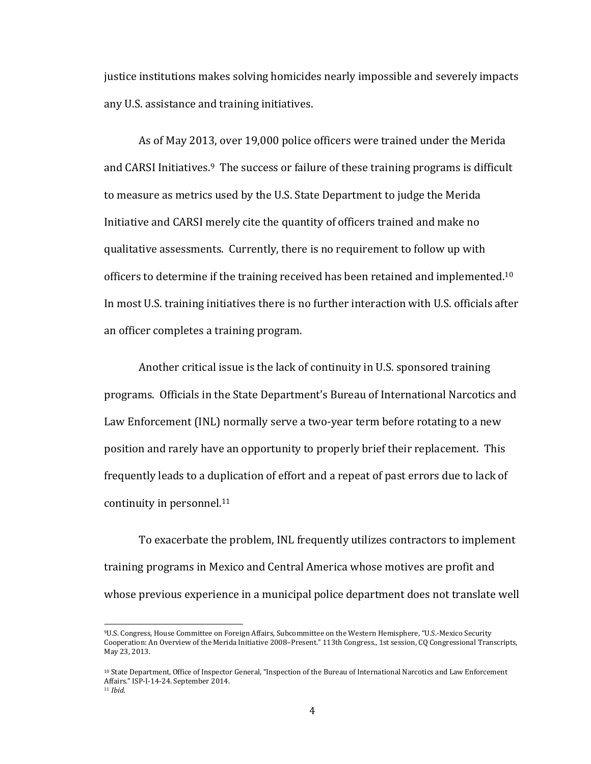justice institutions makes solving homicides nearly impossible and severely impacts any U.S. assistance and training initiatives.

As of May 2013, over 19,000 police officers were trained under the Merida and CARSI Initiatives.[9] The success or failure of these training programs is difficult to measure as metrics used by the U.S. State Department to judge the Merida Initiative and CARSI merely cite the quantity of officers trained and make no qualitative assessments. Currently, there is no requirement to follow up with officers to determine if the training received has been retained and implemented.[10] In most U.S. training initiatives there is no further interaction with U.S. officials after an officer completes a training program.

Another critical issue is the lack of continuity in U.S. sponsored training programs. Officials in the State Department's Bureau of International Narcotics and Law Enforcement (INL) normally serve a two-year term before rotating to a new position and rarely have an opportunity to properly brief their replacement. This frequently leads to a duplication of effort and a repeat of past errors due to lack of continuity in personnel.[11]

To exacerbate the problem, INL frequently utilizes contractors to implement training programs in Mexico and Central America whose motives are profit and whose previous experience in a municipal police department does not translate well

---

[9] U.S. Congress, House Committee on Foreign Affairs, Subcommittee on the Western Hemisphere, "U.S.-Mexico Security Cooperation: An Overview of the Merida Initiative 2008–Present." 113th Congress., 1st session, CQ Congressional Transcripts, May 23, 2013.

[10] State Department, Office of Inspector General, "Inspection of the Bureau of International Narcotics and Law Enforcement Affairs." ISP-I-14-24. September 2014.

[11] *Ibid.*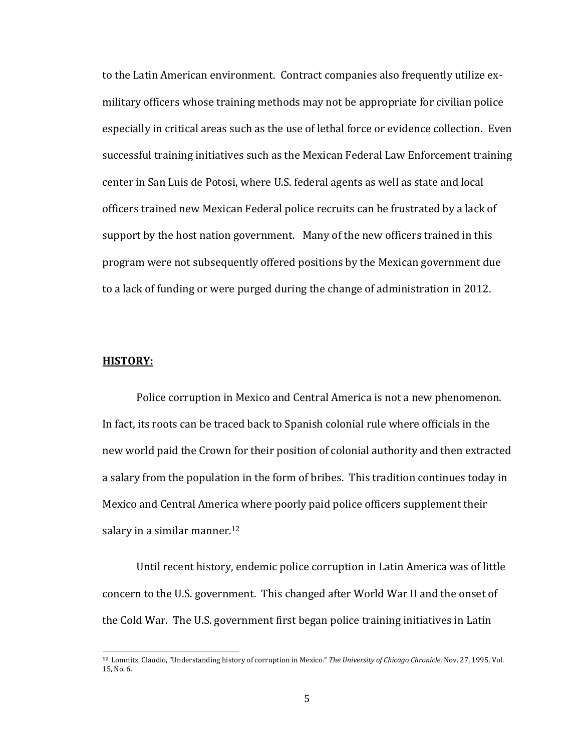to the Latin American environment. Contract companies also frequently utilize ex-military officers whose training methods may not be appropriate for civilian police especially in critical areas such as the use of lethal force or evidence collection. Even successful training initiatives such as the Mexican Federal Law Enforcement training center in San Luis de Potosi, where U.S. federal agents as well as state and local officers trained new Mexican Federal police recruits can be frustrated by a lack of support by the host nation government. Many of the new officers trained in this program were not subsequently offered positions by the Mexican government due to a lack of funding or were purged during the change of administration in 2012.

## HISTORY:

Police corruption in Mexico and Central America is not a new phenomenon. In fact, its roots can be traced back to Spanish colonial rule where officials in the new world paid the Crown for their position of colonial authority and then extracted a salary from the population in the form of bribes. This tradition continues today in Mexico and Central America where poorly paid police officers supplement their salary in a similar manner.[12]

Until recent history, endemic police corruption in Latin America was of little concern to the U.S. government. This changed after World War II and the onset of the Cold War. The U.S. government first began police training initiatives in Latin

---

[12] Lomnitz, Claudio, "Understanding history of corruption in Mexico." *The University of Chicago Chronicle*, Nov. 27, 1995, Vol. 15, No. 6.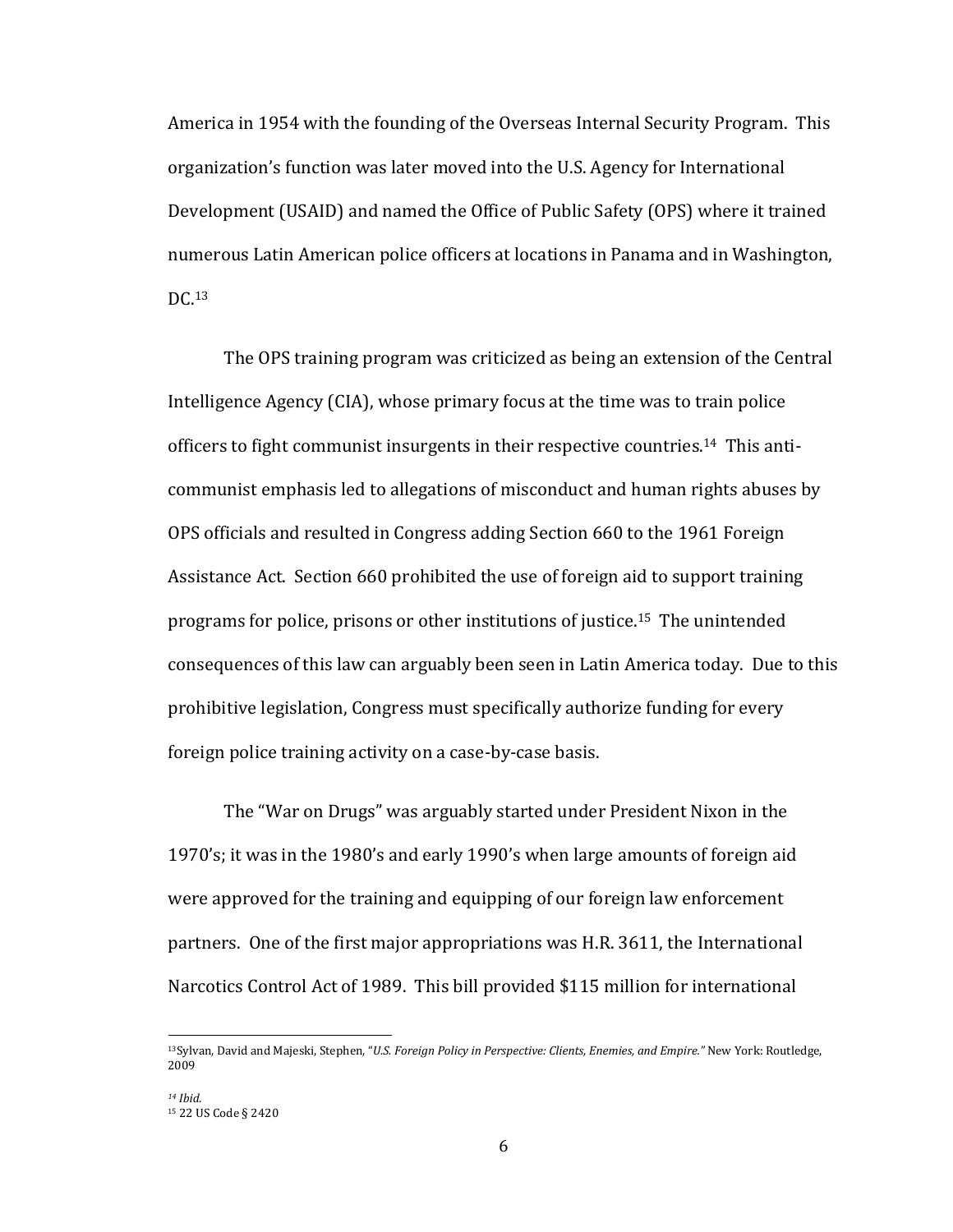America in 1954 with the founding of the Overseas Internal Security Program. This organization's function was later moved into the U.S. Agency for International Development (USAID) and named the Office of Public Safety (OPS) where it trained numerous Latin American police officers at locations in Panama and in Washington, DC.[13]

The OPS training program was criticized as being an extension of the Central Intelligence Agency (CIA), whose primary focus at the time was to train police officers to fight communist insurgents in their respective countries.[14] This anti-communist emphasis led to allegations of misconduct and human rights abuses by OPS officials and resulted in Congress adding Section 660 to the 1961 Foreign Assistance Act. Section 660 prohibited the use of foreign aid to support training programs for police, prisons or other institutions of justice.[15] The unintended consequences of this law can arguably been seen in Latin America today. Due to this prohibitive legislation, Congress must specifically authorize funding for every foreign police training activity on a case-by-case basis.

The "War on Drugs" was arguably started under President Nixon in the 1970's; it was in the 1980's and early 1990's when large amounts of foreign aid were approved for the training and equipping of our foreign law enforcement partners. One of the first major appropriations was H.R. 3611, the International Narcotics Control Act of 1989. This bill provided $115 million for international

---

[13] Sylvan, David and Majeski, Stephen, "*U.S. Foreign Policy in Perspective: Clients, Enemies, and Empire.*" New York: Routledge, 2009

[14] *Ibid.*

[15] 22 US Code § 2420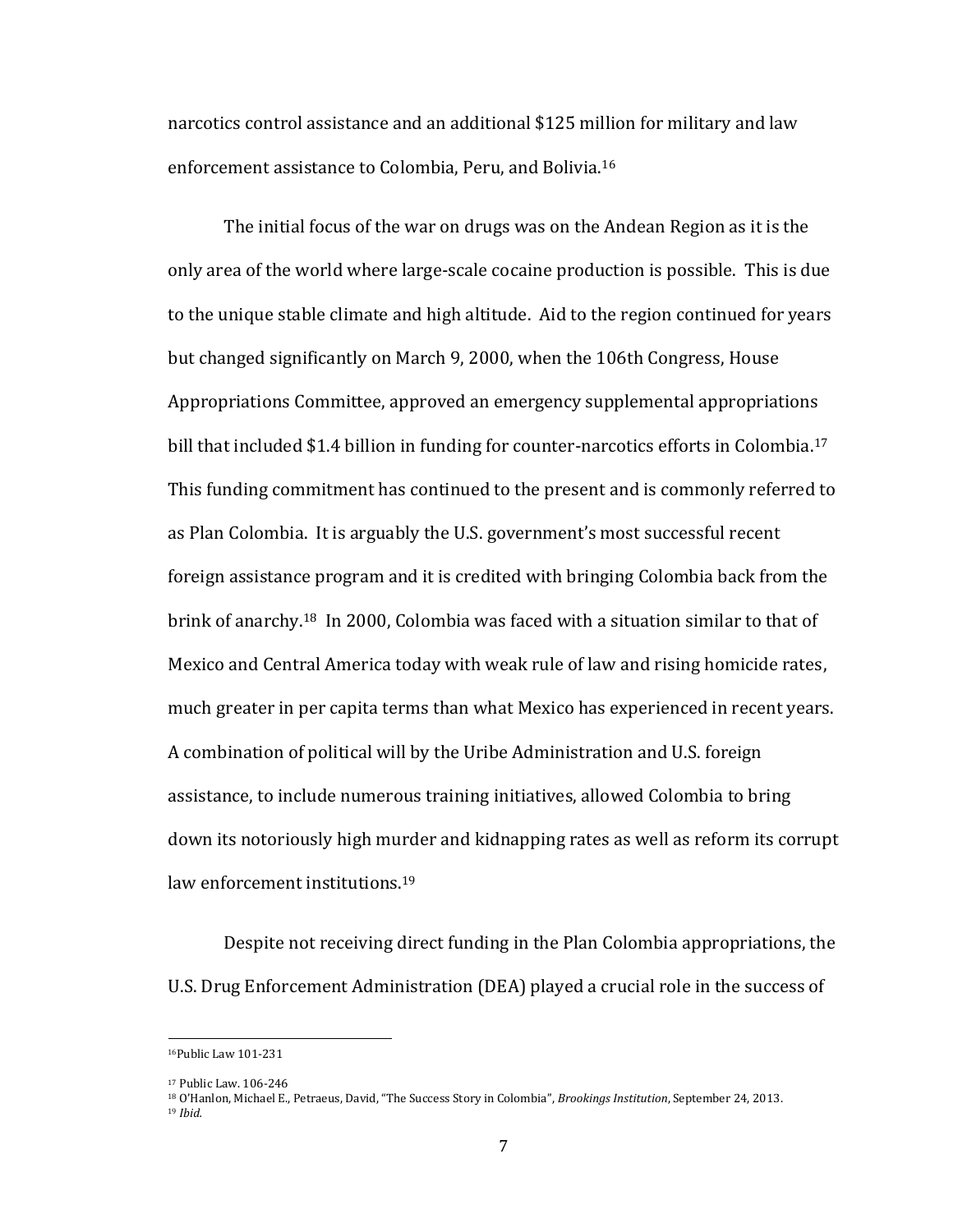narcotics control assistance and an additional $125 million for military and law enforcement assistance to Colombia, Peru, and Bolivia.[16]

The initial focus of the war on drugs was on the Andean Region as it is the only area of the world where large-scale cocaine production is possible. This is due to the unique stable climate and high altitude. Aid to the region continued for years but changed significantly on March 9, 2000, when the 106th Congress, House Appropriations Committee, approved an emergency supplemental appropriations bill that included $1.4 billion in funding for counter-narcotics efforts in Colombia.[17] This funding commitment has continued to the present and is commonly referred to as Plan Colombia. It is arguably the U.S. government's most successful recent foreign assistance program and it is credited with bringing Colombia back from the brink of anarchy.[18] In 2000, Colombia was faced with a situation similar to that of Mexico and Central America today with weak rule of law and rising homicide rates, much greater in per capita terms than what Mexico has experienced in recent years. A combination of political will by the Uribe Administration and U.S. foreign assistance, to include numerous training initiatives, allowed Colombia to bring down its notoriously high murder and kidnapping rates as well as reform its corrupt law enforcement institutions.[19]

Despite not receiving direct funding in the Plan Colombia appropriations, the U.S. Drug Enforcement Administration (DEA) played a crucial role in the success of

---

[16] Public Law 101-231

[17] Public Law. 106-246

[18] O'Hanlon, Michael E., Petraeus, David, "The Success Story in Colombia", *Brookings Institution*, September 24, 2013.

[19] *Ibid.*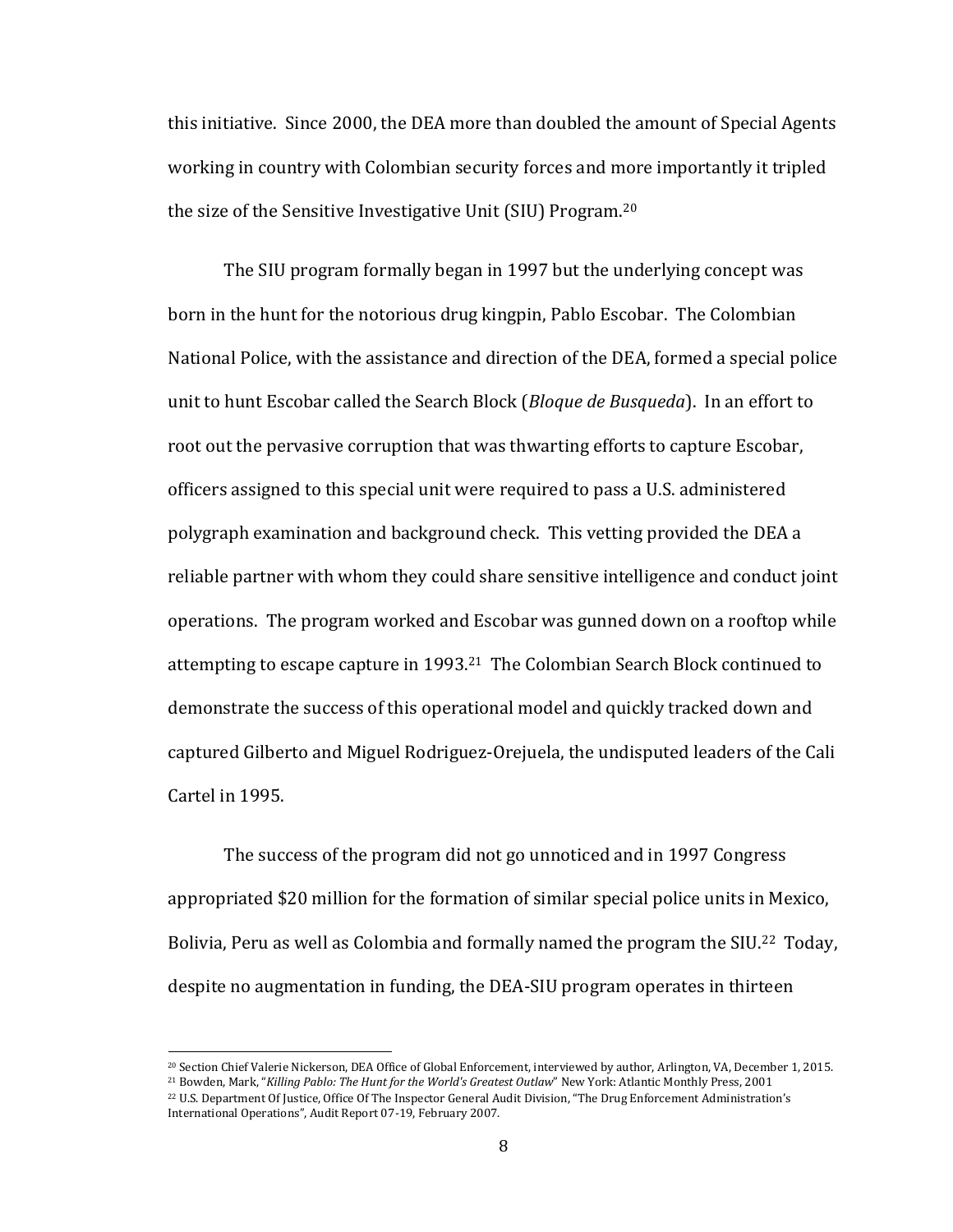this initiative. Since 2000, the DEA more than doubled the amount of Special Agents working in country with Colombian security forces and more importantly it tripled the size of the Sensitive Investigative Unit (SIU) Program.[20]

The SIU program formally began in 1997 but the underlying concept was born in the hunt for the notorious drug kingpin, Pablo Escobar. The Colombian National Police, with the assistance and direction of the DEA, formed a special police unit to hunt Escobar called the Search Block (*Bloque de Busqueda*). In an effort to root out the pervasive corruption that was thwarting efforts to capture Escobar, officers assigned to this special unit were required to pass a U.S. administered polygraph examination and background check. This vetting provided the DEA a reliable partner with whom they could share sensitive intelligence and conduct joint operations. The program worked and Escobar was gunned down on a rooftop while attempting to escape capture in 1993.[21] The Colombian Search Block continued to demonstrate the success of this operational model and quickly tracked down and captured Gilberto and Miguel Rodriguez-Orejuela, the undisputed leaders of the Cali Cartel in 1995.

The success of the program did not go unnoticed and in 1997 Congress appropriated $20 million for the formation of similar special police units in Mexico, Bolivia, Peru as well as Colombia and formally named the program the SIU.[22] Today, despite no augmentation in funding, the DEA-SIU program operates in thirteen

---

[20] Section Chief Valerie Nickerson, DEA Office of Global Enforcement, interviewed by author, Arlington, VA, December 1, 2015.

[21] Bowden, Mark, "*Killing Pablo: The Hunt for the World's Greatest Outlaw*" New York: Atlantic Monthly Press, 2001

[22] U.S. Department Of Justice, Office Of The Inspector General Audit Division, "The Drug Enforcement Administration's International Operations", Audit Report 07-19, February 2007.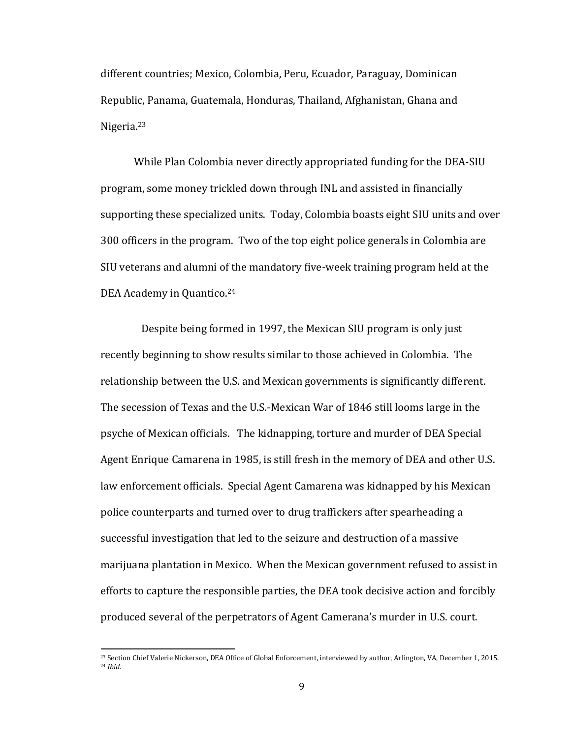different countries; Mexico, Colombia, Peru, Ecuador, Paraguay, Dominican Republic, Panama, Guatemala, Honduras, Thailand, Afghanistan, Ghana and Nigeria.[23]

While Plan Colombia never directly appropriated funding for the DEA-SIU program, some money trickled down through INL and assisted in financially supporting these specialized units. Today, Colombia boasts eight SIU units and over 300 officers in the program. Two of the top eight police generals in Colombia are SIU veterans and alumni of the mandatory five-week training program held at the DEA Academy in Quantico.[24]

Despite being formed in 1997, the Mexican SIU program is only just recently beginning to show results similar to those achieved in Colombia. The relationship between the U.S. and Mexican governments is significantly different. The secession of Texas and the U.S.-Mexican War of 1846 still looms large in the psyche of Mexican officials. The kidnapping, torture and murder of DEA Special Agent Enrique Camarena in 1985, is still fresh in the memory of DEA and other U.S. law enforcement officials. Special Agent Camarena was kidnapped by his Mexican police counterparts and turned over to drug traffickers after spearheading a successful investigation that led to the seizure and destruction of a massive marijuana plantation in Mexico. When the Mexican government refused to assist in efforts to capture the responsible parties, the DEA took decisive action and forcibly produced several of the perpetrators of Agent Camerana's murder in U.S. court.

---

[23] Section Chief Valerie Nickerson, DEA Office of Global Enforcement, interviewed by author, Arlington, VA, December 1, 2015.

[24] *Ibid.*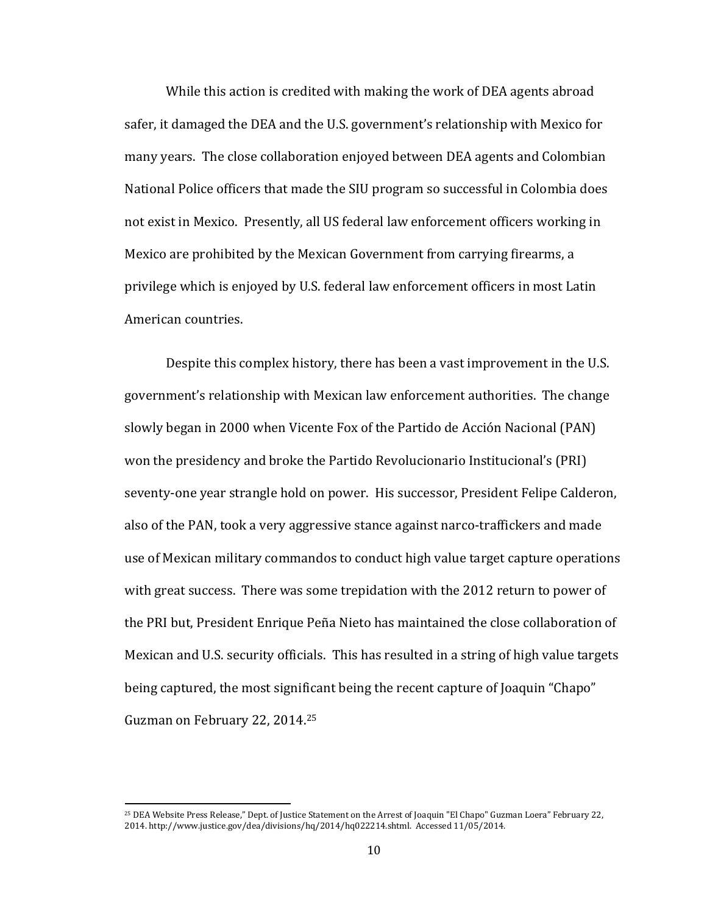While this action is credited with making the work of DEA agents abroad safer, it damaged the DEA and the U.S. government's relationship with Mexico for many years. The close collaboration enjoyed between DEA agents and Colombian National Police officers that made the SIU program so successful in Colombia does not exist in Mexico. Presently, all US federal law enforcement officers working in Mexico are prohibited by the Mexican Government from carrying firearms, a privilege which is enjoyed by U.S. federal law enforcement officers in most Latin American countries.

Despite this complex history, there has been a vast improvement in the U.S. government's relationship with Mexican law enforcement authorities. The change slowly began in 2000 when Vicente Fox of the Partido de Acción Nacional (PAN) won the presidency and broke the Partido Revolucionario Institucional's (PRI) seventy-one year strangle hold on power. His successor, President Felipe Calderon, also of the PAN, took a very aggressive stance against narco-traffickers and made use of Mexican military commandos to conduct high value target capture operations with great success. There was some trepidation with the 2012 return to power of the PRI but, President Enrique Peña Nieto has maintained the close collaboration of Mexican and U.S. security officials. This has resulted in a string of high value targets being captured, the most significant being the recent capture of Joaquin "Chapo" Guzman on February 22, 2014.[25]

---

[25] DEA Website Press Release," Dept. of Justice Statement on the Arrest of Joaquin "El Chapo" Guzman Loera" February 22, 2014. http://www.justice.gov/dea/divisions/hq/2014/hq022214.shtml. Accessed 11/05/2014.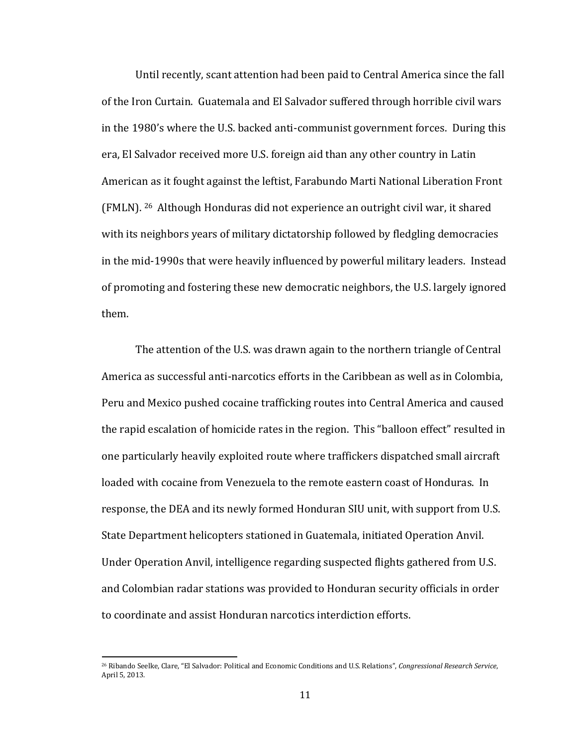Until recently, scant attention had been paid to Central America since the fall of the Iron Curtain. Guatemala and El Salvador suffered through horrible civil wars in the 1980's where the U.S. backed anti-communist government forces. During this era, El Salvador received more U.S. foreign aid than any other country in Latin American as it fought against the leftist, Farabundo Marti National Liberation Front (FMLN). [26] Although Honduras did not experience an outright civil war, it shared with its neighbors years of military dictatorship followed by fledgling democracies in the mid-1990s that were heavily influenced by powerful military leaders. Instead of promoting and fostering these new democratic neighbors, the U.S. largely ignored them.

The attention of the U.S. was drawn again to the northern triangle of Central America as successful anti-narcotics efforts in the Caribbean as well as in Colombia, Peru and Mexico pushed cocaine trafficking routes into Central America and caused the rapid escalation of homicide rates in the region. This "balloon effect" resulted in one particularly heavily exploited route where traffickers dispatched small aircraft loaded with cocaine from Venezuela to the remote eastern coast of Honduras. In response, the DEA and its newly formed Honduran SIU unit, with support from U.S. State Department helicopters stationed in Guatemala, initiated Operation Anvil. Under Operation Anvil, intelligence regarding suspected flights gathered from U.S. and Colombian radar stations was provided to Honduran security officials in order to coordinate and assist Honduran narcotics interdiction efforts.

---

[26] Ribando Seelke, Clare, "El Salvador: Political and Economic Conditions and U.S. Relations", *Congressional Research Service*, April 5, 2013.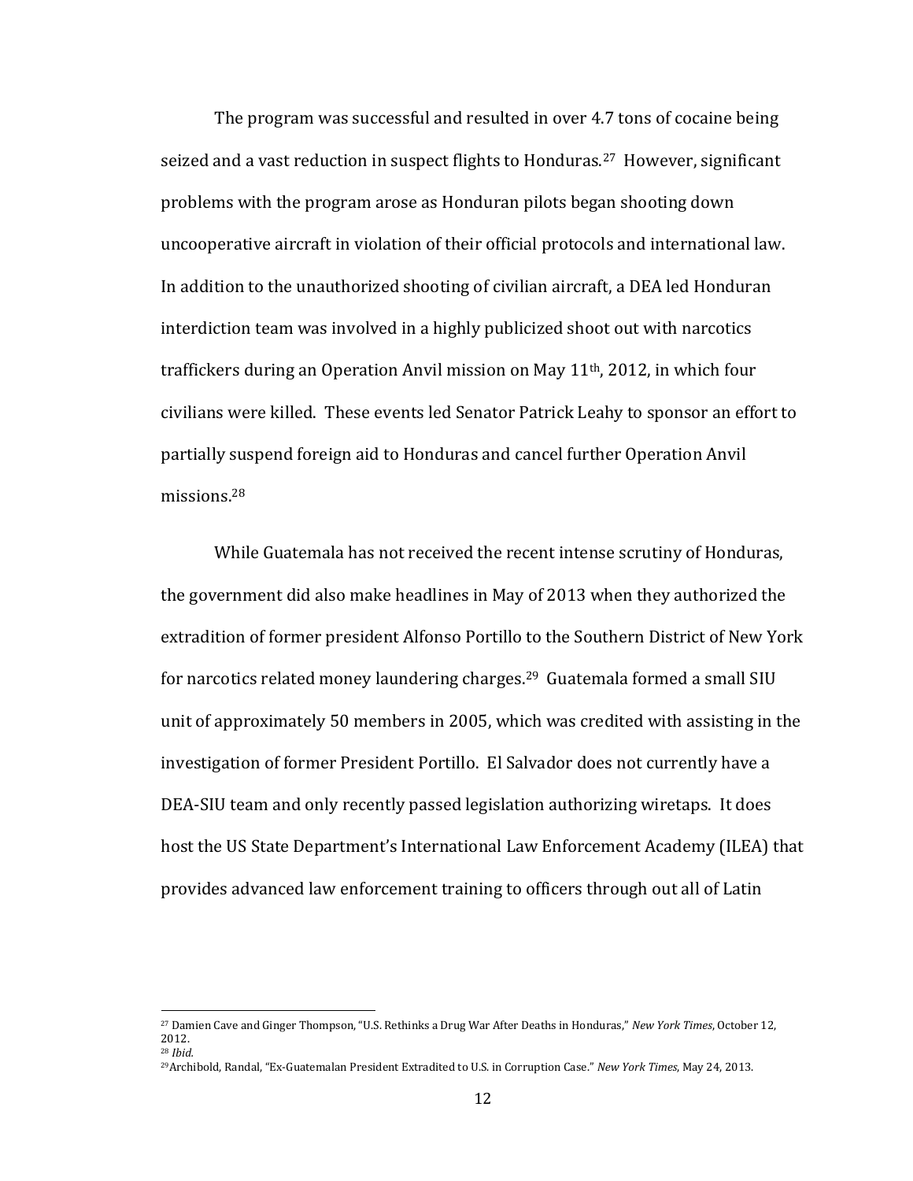The program was successful and resulted in over 4.7 tons of cocaine being seized and a vast reduction in suspect flights to Honduras.[27] However, significant problems with the program arose as Honduran pilots began shooting down uncooperative aircraft in violation of their official protocols and international law. In addition to the unauthorized shooting of civilian aircraft, a DEA led Honduran interdiction team was involved in a highly publicized shoot out with narcotics traffickers during an Operation Anvil mission on May 11th, 2012, in which four civilians were killed. These events led Senator Patrick Leahy to sponsor an effort to partially suspend foreign aid to Honduras and cancel further Operation Anvil missions.[28]

While Guatemala has not received the recent intense scrutiny of Honduras, the government did also make headlines in May of 2013 when they authorized the extradition of former president Alfonso Portillo to the Southern District of New York for narcotics related money laundering charges.[29] Guatemala formed a small SIU unit of approximately 50 members in 2005, which was credited with assisting in the investigation of former President Portillo. El Salvador does not currently have a DEA-SIU team and only recently passed legislation authorizing wiretaps. It does host the US State Department's International Law Enforcement Academy (ILEA) that provides advanced law enforcement training to officers through out all of Latin

---

[27] Damien Cave and Ginger Thompson, "U.S. Rethinks a Drug War After Deaths in Honduras," *New York Times*, October 12, 2012.

[28] *Ibid.*

[29] Archibold, Randal, "Ex-Guatemalan President Extradited to U.S. in Corruption Case." *New York Times*, May 24, 2013.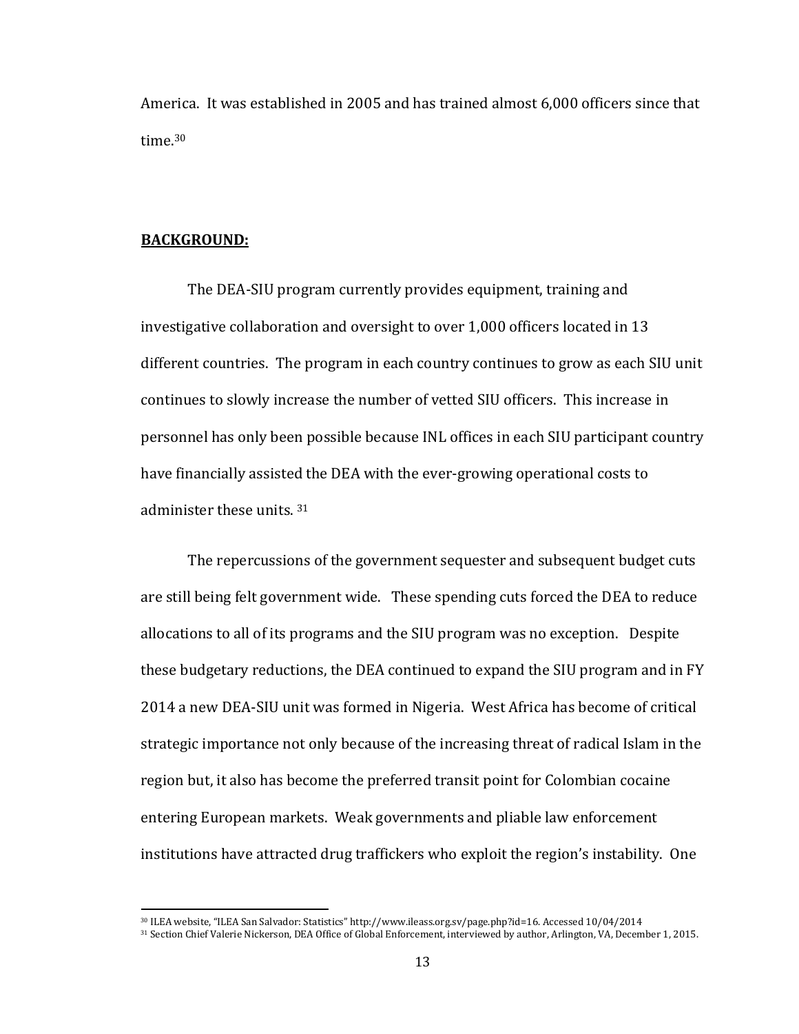America. It was established in 2005 and has trained almost 6,000 officers since that time.[30]

**BACKGROUND:**

The DEA-SIU program currently provides equipment, training and investigative collaboration and oversight to over 1,000 officers located in 13 different countries. The program in each country continues to grow as each SIU unit continues to slowly increase the number of vetted SIU officers. This increase in personnel has only been possible because INL offices in each SIU participant country have financially assisted the DEA with the ever-growing operational costs to administer these units. [31]

The repercussions of the government sequester and subsequent budget cuts are still being felt government wide. These spending cuts forced the DEA to reduce allocations to all of its programs and the SIU program was no exception. Despite these budgetary reductions, the DEA continued to expand the SIU program and in FY 2014 a new DEA-SIU unit was formed in Nigeria. West Africa has become of critical strategic importance not only because of the increasing threat of radical Islam in the region but, it also has become the preferred transit point for Colombian cocaine entering European markets. Weak governments and pliable law enforcement institutions have attracted drug traffickers who exploit the region's instability. One

---

[30] ILEA website, "ILEA San Salvador: Statistics" http://www.ileass.org.sv/page.php?id=16. Accessed 10/04/2014

[31] Section Chief Valerie Nickerson, DEA Office of Global Enforcement, interviewed by author, Arlington, VA, December 1, 2015.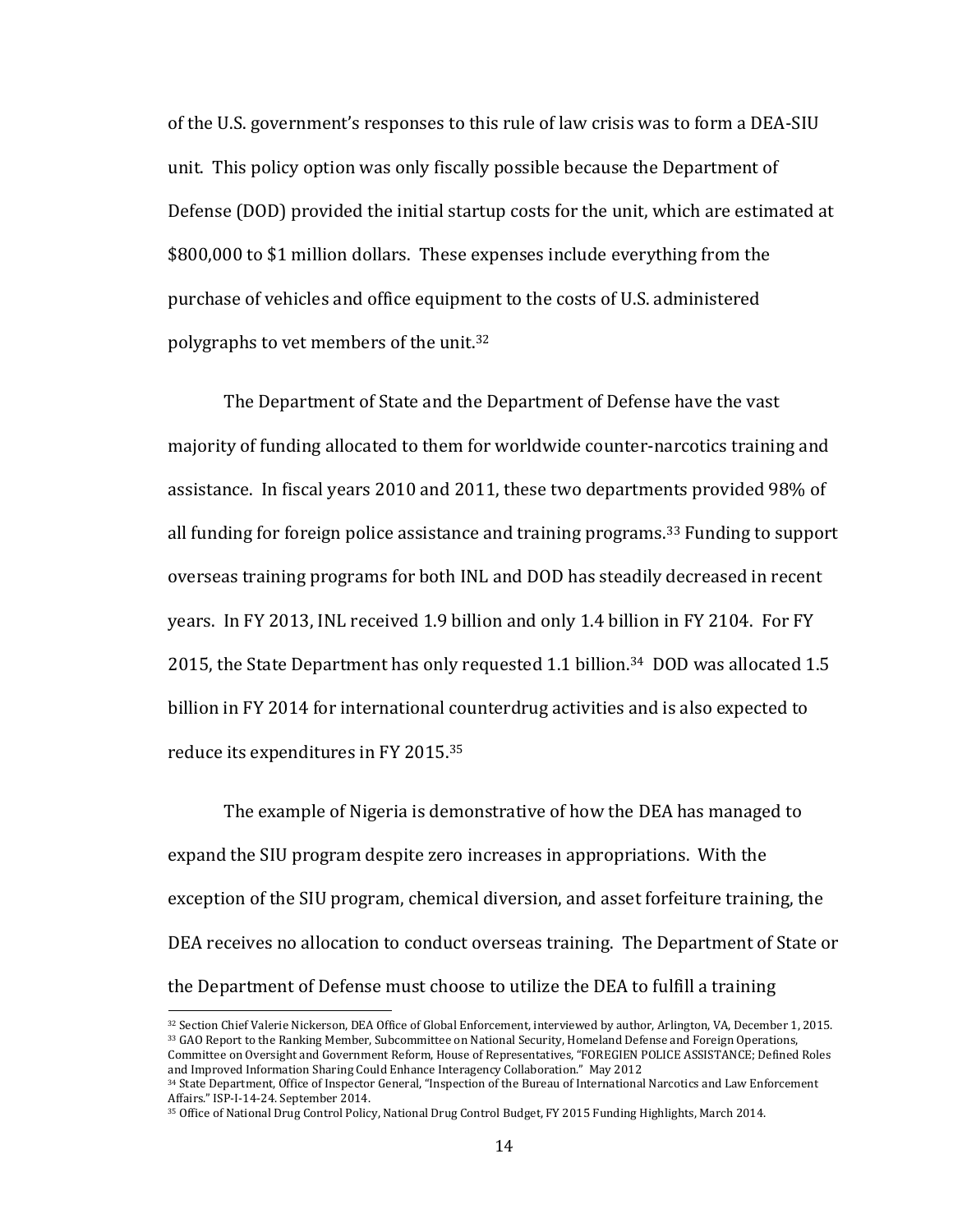of the U.S. government's responses to this rule of law crisis was to form a DEA-SIU unit. This policy option was only fiscally possible because the Department of Defense (DOD) provided the initial startup costs for the unit, which are estimated at $800,000 to $1 million dollars. These expenses include everything from the purchase of vehicles and office equipment to the costs of U.S. administered polygraphs to vet members of the unit.[32]

The Department of State and the Department of Defense have the vast majority of funding allocated to them for worldwide counter-narcotics training and assistance. In fiscal years 2010 and 2011, these two departments provided 98% of all funding for foreign police assistance and training programs.[33] Funding to support overseas training programs for both INL and DOD has steadily decreased in recent years. In FY 2013, INL received 1.9 billion and only 1.4 billion in FY 2104. For FY 2015, the State Department has only requested 1.1 billion.[34] DOD was allocated 1.5 billion in FY 2014 for international counterdrug activities and is also expected to reduce its expenditures in FY 2015.[35]

The example of Nigeria is demonstrative of how the DEA has managed to expand the SIU program despite zero increases in appropriations. With the exception of the SIU program, chemical diversion, and asset forfeiture training, the DEA receives no allocation to conduct overseas training. The Department of State or the Department of Defense must choose to utilize the DEA to fulfill a training

---

[32] Section Chief Valerie Nickerson, DEA Office of Global Enforcement, interviewed by author, Arlington, VA, December 1, 2015.

[33] GAO Report to the Ranking Member, Subcommittee on National Security, Homeland Defense and Foreign Operations, Committee on Oversight and Government Reform, House of Representatives, "FOREGIEN POLICE ASSISTANCE; Defined Roles and Improved Information Sharing Could Enhance Interagency Collaboration." May 2012

[34] State Department, Office of Inspector General, "Inspection of the Bureau of International Narcotics and Law Enforcement Affairs." ISP-I-14-24. September 2014.

[35] Office of National Drug Control Policy, National Drug Control Budget, FY 2015 Funding Highlights, March 2014.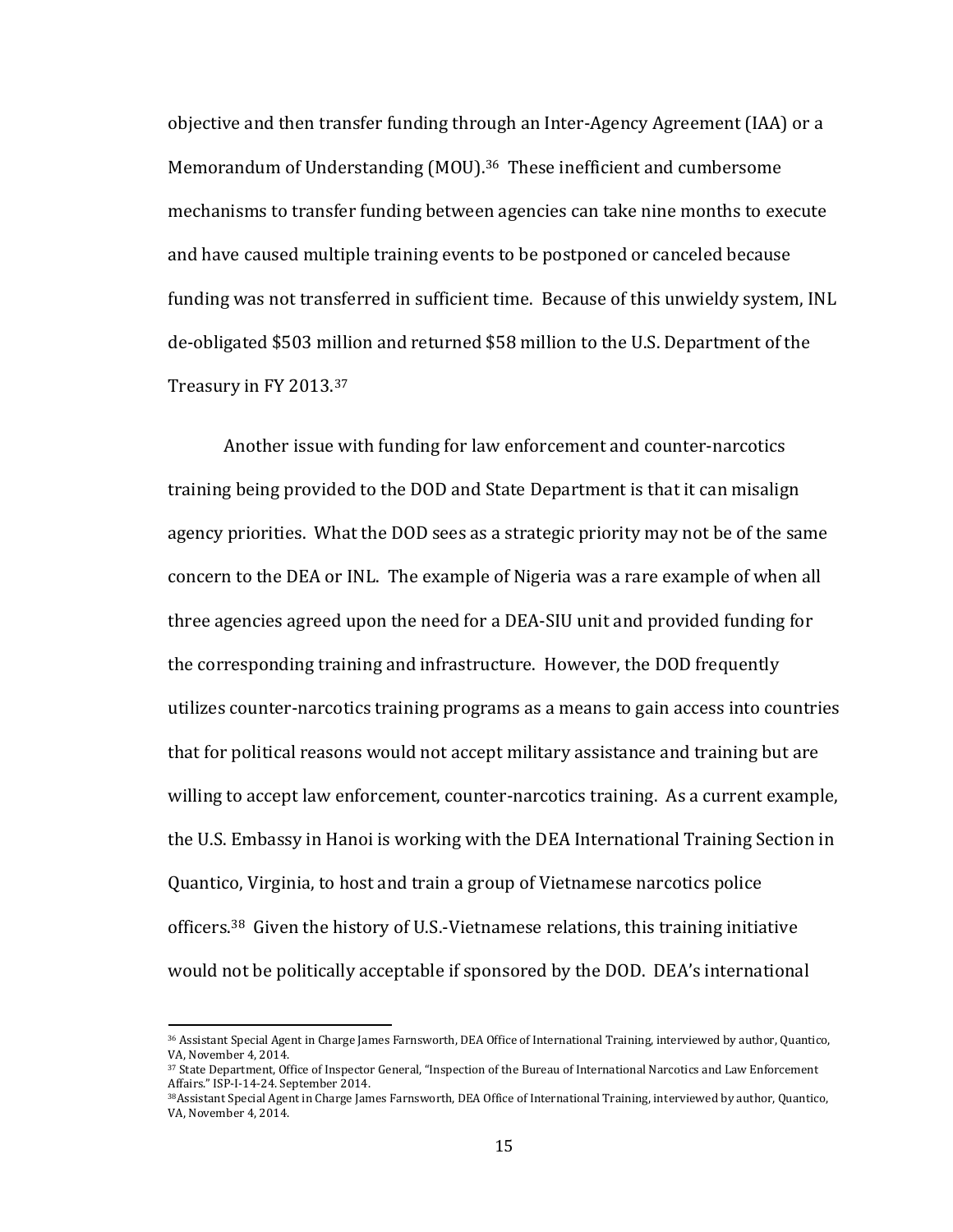objective and then transfer funding through an Inter-Agency Agreement (IAA) or a Memorandum of Understanding (MOU).[36] These inefficient and cumbersome mechanisms to transfer funding between agencies can take nine months to execute and have caused multiple training events to be postponed or canceled because funding was not transferred in sufficient time. Because of this unwieldy system, INL de-obligated $503 million and returned $58 million to the U.S. Department of the Treasury in FY 2013.[37]

Another issue with funding for law enforcement and counter-narcotics training being provided to the DOD and State Department is that it can misalign agency priorities. What the DOD sees as a strategic priority may not be of the same concern to the DEA or INL. The example of Nigeria was a rare example of when all three agencies agreed upon the need for a DEA-SIU unit and provided funding for the corresponding training and infrastructure. However, the DOD frequently utilizes counter-narcotics training programs as a means to gain access into countries that for political reasons would not accept military assistance and training but are willing to accept law enforcement, counter-narcotics training. As a current example, the U.S. Embassy in Hanoi is working with the DEA International Training Section in Quantico, Virginia, to host and train a group of Vietnamese narcotics police officers.[38] Given the history of U.S.-Vietnamese relations, this training initiative would not be politically acceptable if sponsored by the DOD. DEA's international

---

[36] Assistant Special Agent in Charge James Farnsworth, DEA Office of International Training, interviewed by author, Quantico, VA, November 4, 2014.

[37] State Department, Office of Inspector General, "Inspection of the Bureau of International Narcotics and Law Enforcement Affairs." ISP-I-14-24. September 2014.

[38] Assistant Special Agent in Charge James Farnsworth, DEA Office of International Training, interviewed by author, Quantico, VA, November 4, 2014.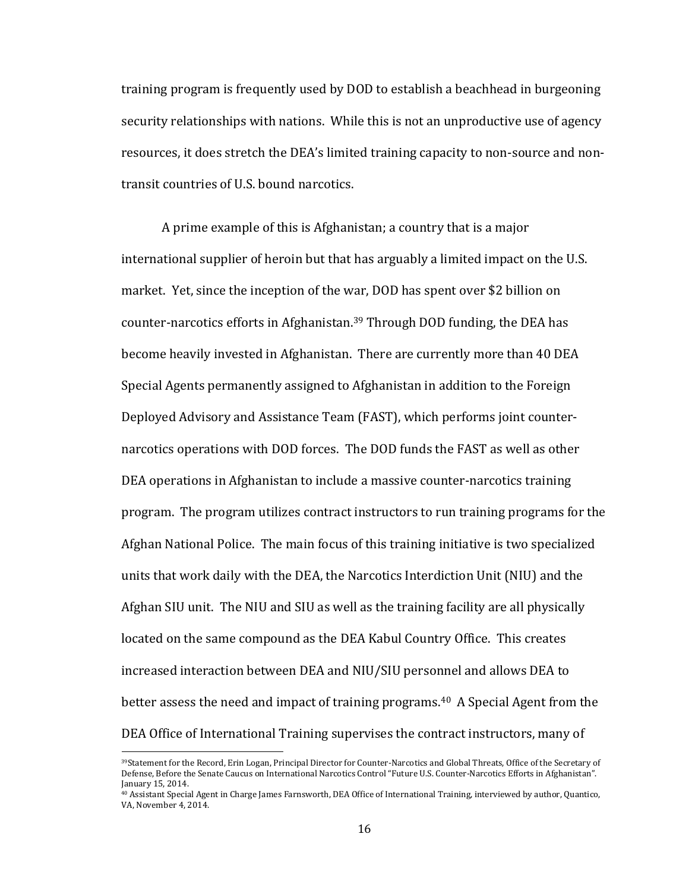training program is frequently used by DOD to establish a beachhead in burgeoning security relationships with nations. While this is not an unproductive use of agency resources, it does stretch the DEA's limited training capacity to non-source and non-transit countries of U.S. bound narcotics.

A prime example of this is Afghanistan; a country that is a major international supplier of heroin but that has arguably a limited impact on the U.S. market. Yet, since the inception of the war, DOD has spent over $2 billion on counter-narcotics efforts in Afghanistan.[39] Through DOD funding, the DEA has become heavily invested in Afghanistan. There are currently more than 40 DEA Special Agents permanently assigned to Afghanistan in addition to the Foreign Deployed Advisory and Assistance Team (FAST), which performs joint counter-narcotics operations with DOD forces. The DOD funds the FAST as well as other DEA operations in Afghanistan to include a massive counter-narcotics training program. The program utilizes contract instructors to run training programs for the Afghan National Police. The main focus of this training initiative is two specialized units that work daily with the DEA, the Narcotics Interdiction Unit (NIU) and the Afghan SIU unit. The NIU and SIU as well as the training facility are all physically located on the same compound as the DEA Kabul Country Office. This creates increased interaction between DEA and NIU/SIU personnel and allows DEA to better assess the need and impact of training programs.[40] A Special Agent from the DEA Office of International Training supervises the contract instructors, many of

---

[39] Statement for the Record, Erin Logan, Principal Director for Counter-Narcotics and Global Threats, Office of the Secretary of Defense, Before the Senate Caucus on International Narcotics Control "Future U.S. Counter-Narcotics Efforts in Afghanistan". January 15, 2014.

[40] Assistant Special Agent in Charge James Farnsworth, DEA Office of International Training, interviewed by author, Quantico, VA, November 4, 2014.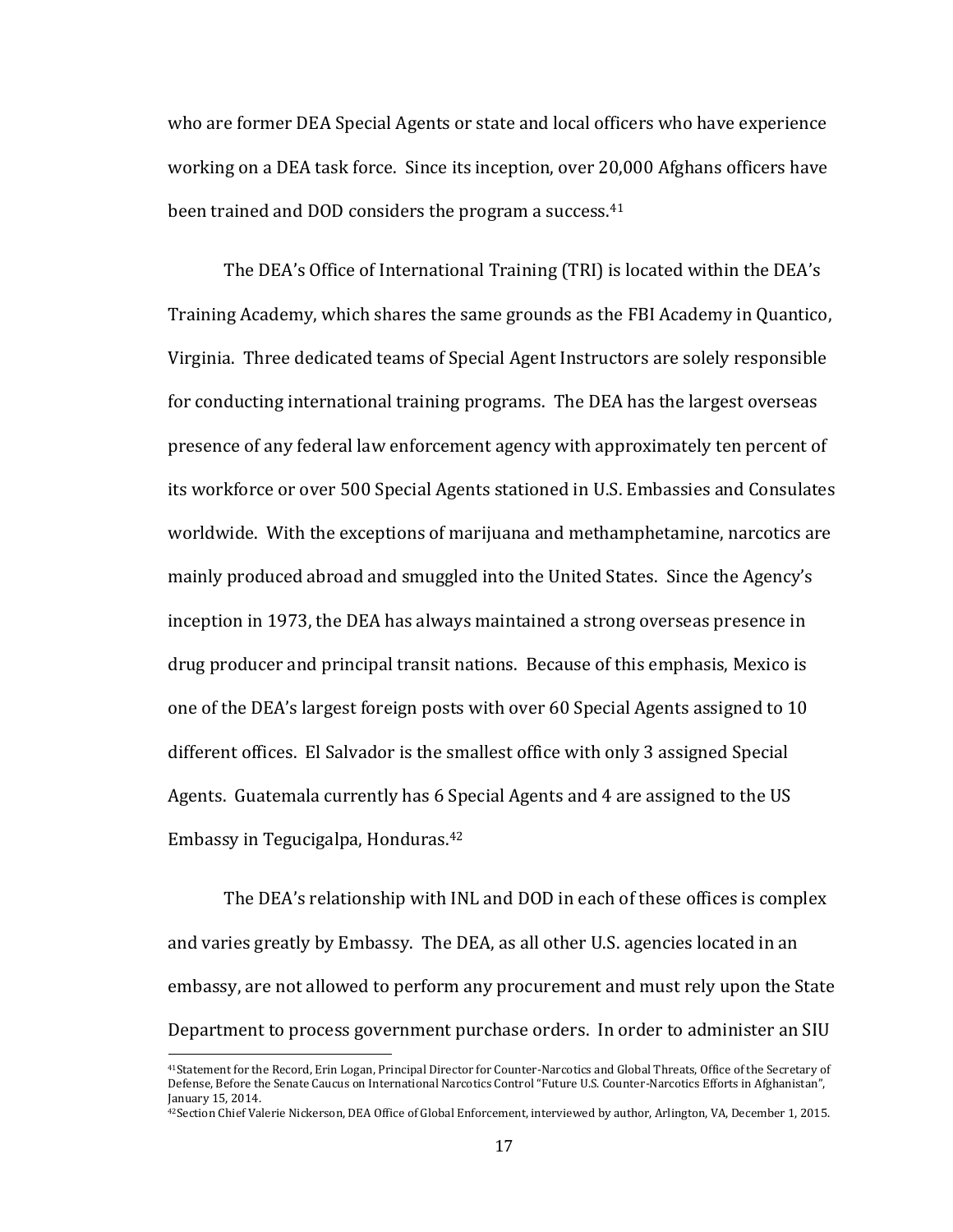who are former DEA Special Agents or state and local officers who have experience working on a DEA task force. Since its inception, over 20,000 Afghans officers have been trained and DOD considers the program a success.[41]

The DEA's Office of International Training (TRI) is located within the DEA's Training Academy, which shares the same grounds as the FBI Academy in Quantico, Virginia. Three dedicated teams of Special Agent Instructors are solely responsible for conducting international training programs. The DEA has the largest overseas presence of any federal law enforcement agency with approximately ten percent of its workforce or over 500 Special Agents stationed in U.S. Embassies and Consulates worldwide. With the exceptions of marijuana and methamphetamine, narcotics are mainly produced abroad and smuggled into the United States. Since the Agency's inception in 1973, the DEA has always maintained a strong overseas presence in drug producer and principal transit nations. Because of this emphasis, Mexico is one of the DEA's largest foreign posts with over 60 Special Agents assigned to 10 different offices. El Salvador is the smallest office with only 3 assigned Special Agents. Guatemala currently has 6 Special Agents and 4 are assigned to the US Embassy in Tegucigalpa, Honduras.[42]

The DEA's relationship with INL and DOD in each of these offices is complex and varies greatly by Embassy. The DEA, as all other U.S. agencies located in an embassy, are not allowed to perform any procurement and must rely upon the State Department to process government purchase orders. In order to administer an SIU

[41] Statement for the Record, Erin Logan, Principal Director for Counter-Narcotics and Global Threats, Office of the Secretary of Defense, Before the Senate Caucus on International Narcotics Control "Future U.S. Counter-Narcotics Efforts in Afghanistan", January 15, 2014.

[42] Section Chief Valerie Nickerson, DEA Office of Global Enforcement, interviewed by author, Arlington, VA, December 1, 2015.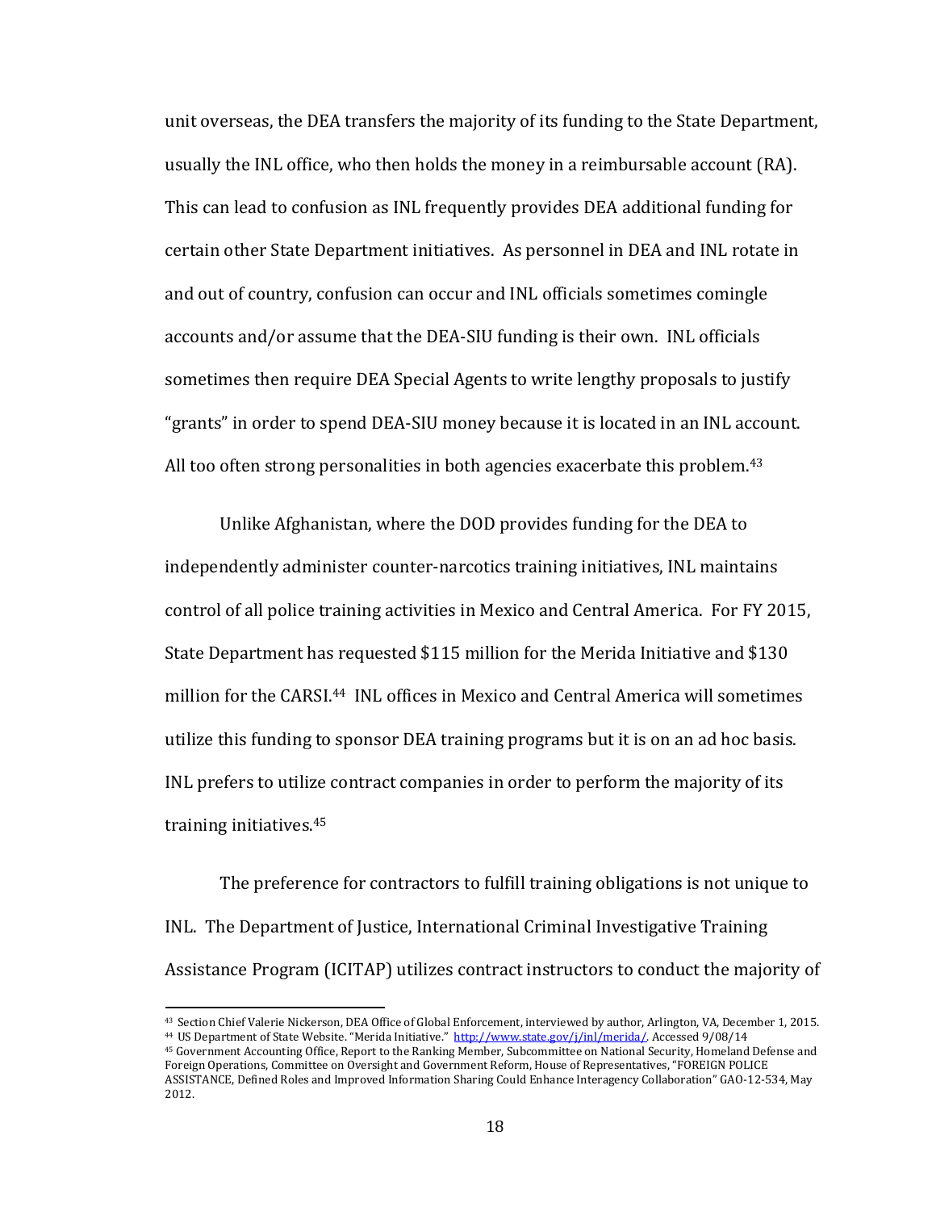unit overseas, the DEA transfers the majority of its funding to the State Department, usually the INL office, who then holds the money in a reimbursable account (RA). This can lead to confusion as INL frequently provides DEA additional funding for certain other State Department initiatives. As personnel in DEA and INL rotate in and out of country, confusion can occur and INL officials sometimes comingle accounts and/or assume that the DEA-SIU funding is their own. INL officials sometimes then require DEA Special Agents to write lengthy proposals to justify "grants" in order to spend DEA-SIU money because it is located in an INL account. All too often strong personalities in both agencies exacerbate this problem.[43]

Unlike Afghanistan, where the DOD provides funding for the DEA to independently administer counter-narcotics training initiatives, INL maintains control of all police training activities in Mexico and Central America. For FY 2015, State Department has requested $115 million for the Merida Initiative and $130 million for the CARSI.[44] INL offices in Mexico and Central America will sometimes utilize this funding to sponsor DEA training programs but it is on an ad hoc basis. INL prefers to utilize contract companies in order to perform the majority of its training initiatives.[45]

The preference for contractors to fulfill training obligations is not unique to INL. The Department of Justice, International Criminal Investigative Training Assistance Program (ICITAP) utilizes contract instructors to conduct the majority of

---

[43] Section Chief Valerie Nickerson, DEA Office of Global Enforcement, interviewed by author, Arlington, VA, December 1, 2015.

[44] US Department of State Website. "Merida Initiative." http://www.state.gov/j/inl/merida/. Accessed 9/08/14

[45] Government Accounting Office, Report to the Ranking Member, Subcommittee on National Security, Homeland Defense and Foreign Operations, Committee on Oversight and Government Reform, House of Representatives, "FOREIGN POLICE ASSISTANCE, Defined Roles and Improved Information Sharing Could Enhance Interagency Collaboration" GAO-12-534, May 2012.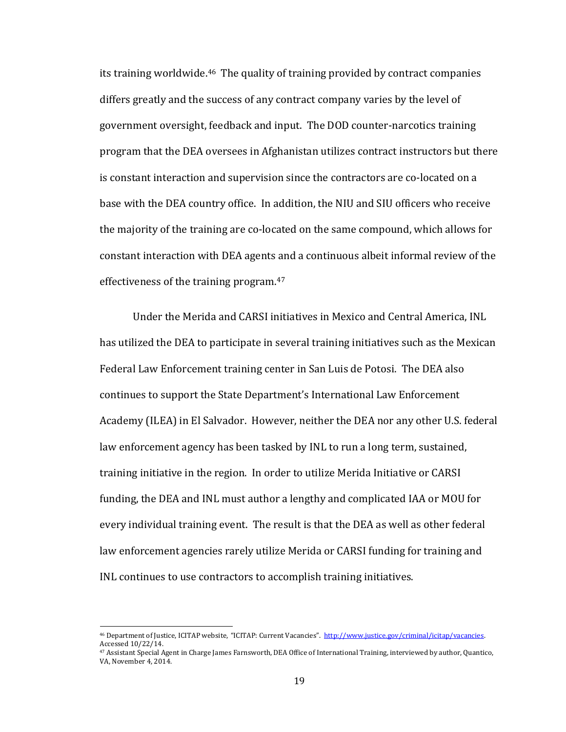its training worldwide.[46] The quality of training provided by contract companies differs greatly and the success of any contract company varies by the level of government oversight, feedback and input. The DOD counter-narcotics training program that the DEA oversees in Afghanistan utilizes contract instructors but there is constant interaction and supervision since the contractors are co-located on a base with the DEA country office. In addition, the NIU and SIU officers who receive the majority of the training are co-located on the same compound, which allows for constant interaction with DEA agents and a continuous albeit informal review of the effectiveness of the training program.[47]

Under the Merida and CARSI initiatives in Mexico and Central America, INL has utilized the DEA to participate in several training initiatives such as the Mexican Federal Law Enforcement training center in San Luis de Potosi. The DEA also continues to support the State Department's International Law Enforcement Academy (ILEA) in El Salvador. However, neither the DEA nor any other U.S. federal law enforcement agency has been tasked by INL to run a long term, sustained, training initiative in the region. In order to utilize Merida Initiative or CARSI funding, the DEA and INL must author a lengthy and complicated IAA or MOU for every individual training event. The result is that the DEA as well as other federal law enforcement agencies rarely utilize Merida or CARSI funding for training and INL continues to use contractors to accomplish training initiatives.

---

[46] Department of Justice, ICITAP website, "ICITAP: Current Vacancies". http://www.justice.gov/criminal/icitap/vacancies. Accessed 10/22/14.

[47] Assistant Special Agent in Charge James Farnsworth, DEA Office of International Training, interviewed by author, Quantico, VA, November 4, 2014.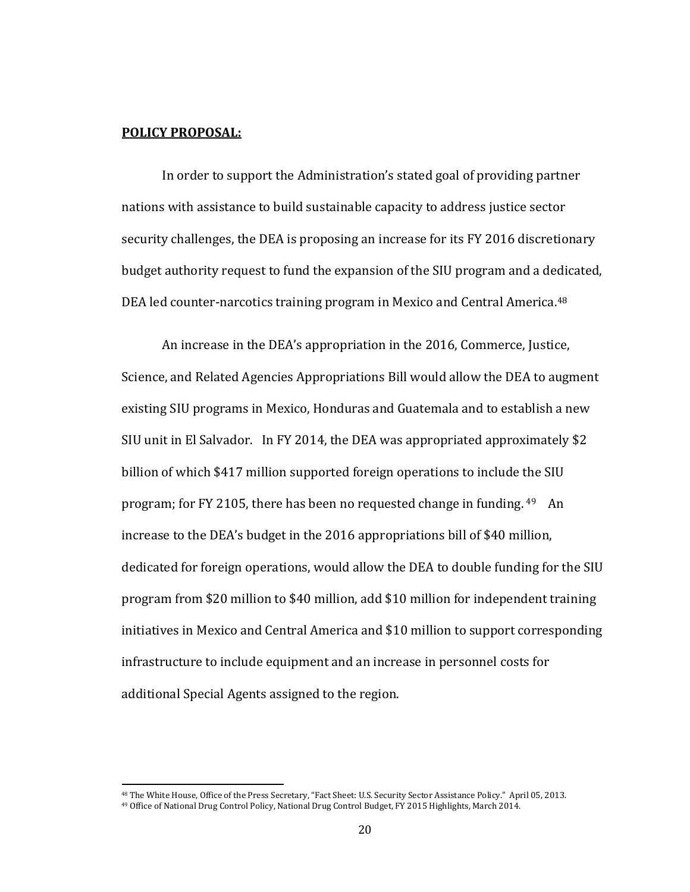**<u>POLICY PROPOSAL:</u>**

In order to support the Administration's stated goal of providing partner nations with assistance to build sustainable capacity to address justice sector security challenges, the DEA is proposing an increase for its FY 2016 discretionary budget authority request to fund the expansion of the SIU program and a dedicated, DEA led counter-narcotics training program in Mexico and Central America.[48]

An increase in the DEA's appropriation in the 2016, Commerce, Justice, Science, and Related Agencies Appropriations Bill would allow the DEA to augment existing SIU programs in Mexico, Honduras and Guatemala and to establish a new SIU unit in El Salvador. In FY 2014, the DEA was appropriated approximately $2 billion of which $417 million supported foreign operations to include the SIU program; for FY 2105, there has been no requested change in funding.[49] An increase to the DEA's budget in the 2016 appropriations bill of $40 million, dedicated for foreign operations, would allow the DEA to double funding for the SIU program from $20 million to $40 million, add $10 million for independent training initiatives in Mexico and Central America and $10 million to support corresponding infrastructure to include equipment and an increase in personnel costs for additional Special Agents assigned to the region.

---

[48] The White House, Office of the Press Secretary, "Fact Sheet: U.S. Security Sector Assistance Policy." April 05, 2013.

[49] Office of National Drug Control Policy, National Drug Control Budget, FY 2015 Highlights, March 2014.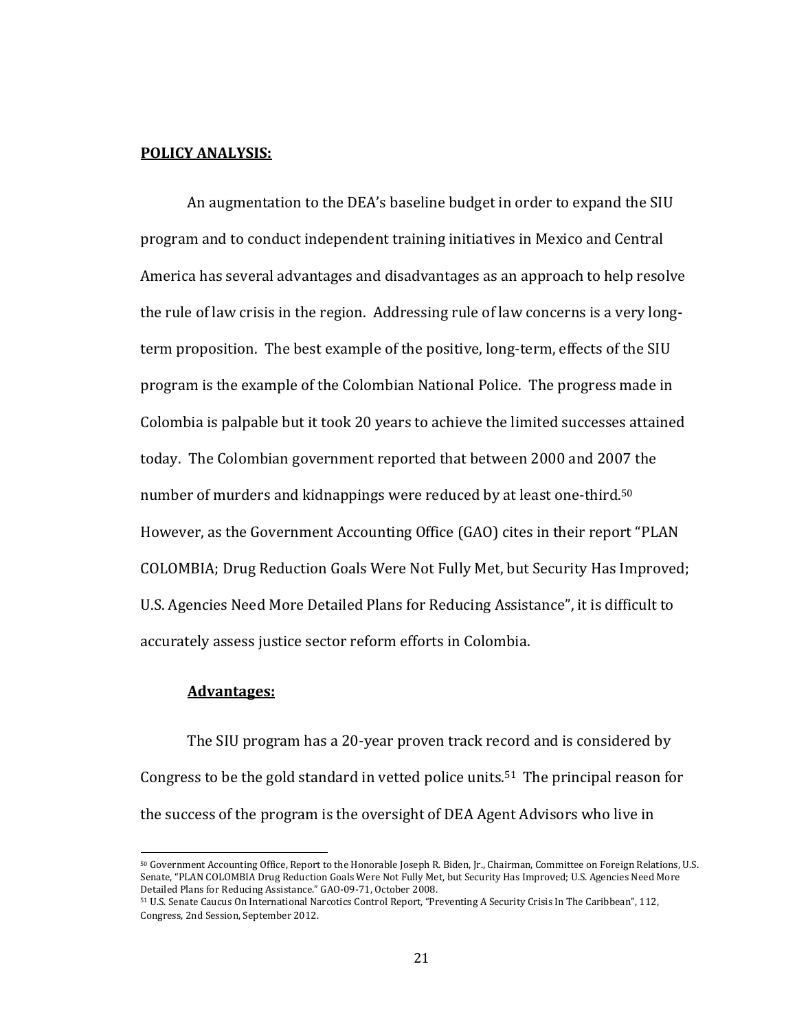**POLICY ANALYSIS:**

An augmentation to the DEA's baseline budget in order to expand the SIU program and to conduct independent training initiatives in Mexico and Central America has several advantages and disadvantages as an approach to help resolve the rule of law crisis in the region. Addressing rule of law concerns is a very long-term proposition. The best example of the positive, long-term, effects of the SIU program is the example of the Colombian National Police. The progress made in Colombia is palpable but it took 20 years to achieve the limited successes attained today. The Colombian government reported that between 2000 and 2007 the number of murders and kidnappings were reduced by at least one-third.[50] However, as the Government Accounting Office (GAO) cites in their report "PLAN COLOMBIA; Drug Reduction Goals Were Not Fully Met, but Security Has Improved; U.S. Agencies Need More Detailed Plans for Reducing Assistance", it is difficult to accurately assess justice sector reform efforts in Colombia.

**Advantages:**

The SIU program has a 20-year proven track record and is considered by Congress to be the gold standard in vetted police units.[51] The principal reason for the success of the program is the oversight of DEA Agent Advisors who live in

---

[50] Government Accounting Office, Report to the Honorable Joseph R. Biden, Jr., Chairman, Committee on Foreign Relations, U.S. Senate, "PLAN COLOMBIA Drug Reduction Goals Were Not Fully Met, but Security Has Improved; U.S. Agencies Need More Detailed Plans for Reducing Assistance." GAO-09-71, October 2008.

[51] U.S. Senate Caucus On International Narcotics Control Report, "Preventing A Security Crisis In The Caribbean", 112, Congress, 2nd Session, September 2012.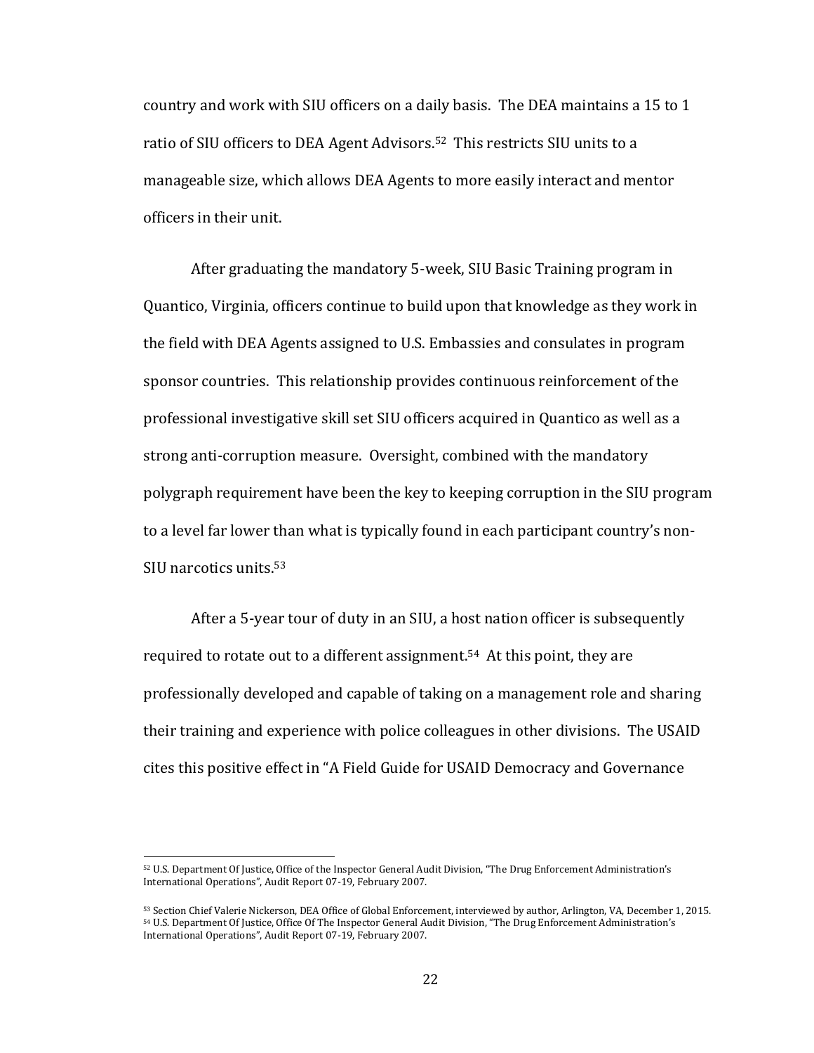country and work with SIU officers on a daily basis. The DEA maintains a 15 to 1 ratio of SIU officers to DEA Agent Advisors.[52] This restricts SIU units to a manageable size, which allows DEA Agents to more easily interact and mentor officers in their unit.

After graduating the mandatory 5-week, SIU Basic Training program in Quantico, Virginia, officers continue to build upon that knowledge as they work in the field with DEA Agents assigned to U.S. Embassies and consulates in program sponsor countries. This relationship provides continuous reinforcement of the professional investigative skill set SIU officers acquired in Quantico as well as a strong anti-corruption measure. Oversight, combined with the mandatory polygraph requirement have been the key to keeping corruption in the SIU program to a level far lower than what is typically found in each participant country's non-SIU narcotics units.[53]

After a 5-year tour of duty in an SIU, a host nation officer is subsequently required to rotate out to a different assignment.[54] At this point, they are professionally developed and capable of taking on a management role and sharing their training and experience with police colleagues in other divisions. The USAID cites this positive effect in "A Field Guide for USAID Democracy and Governance

---

[52] U.S. Department Of Justice, Office of the Inspector General Audit Division, "The Drug Enforcement Administration's International Operations", Audit Report 07-19, February 2007.

[53] Section Chief Valerie Nickerson, DEA Office of Global Enforcement, interviewed by author, Arlington, VA, December 1, 2015.

[54] U.S. Department Of Justice, Office Of The Inspector General Audit Division, "The Drug Enforcement Administration's International Operations", Audit Report 07-19, February 2007.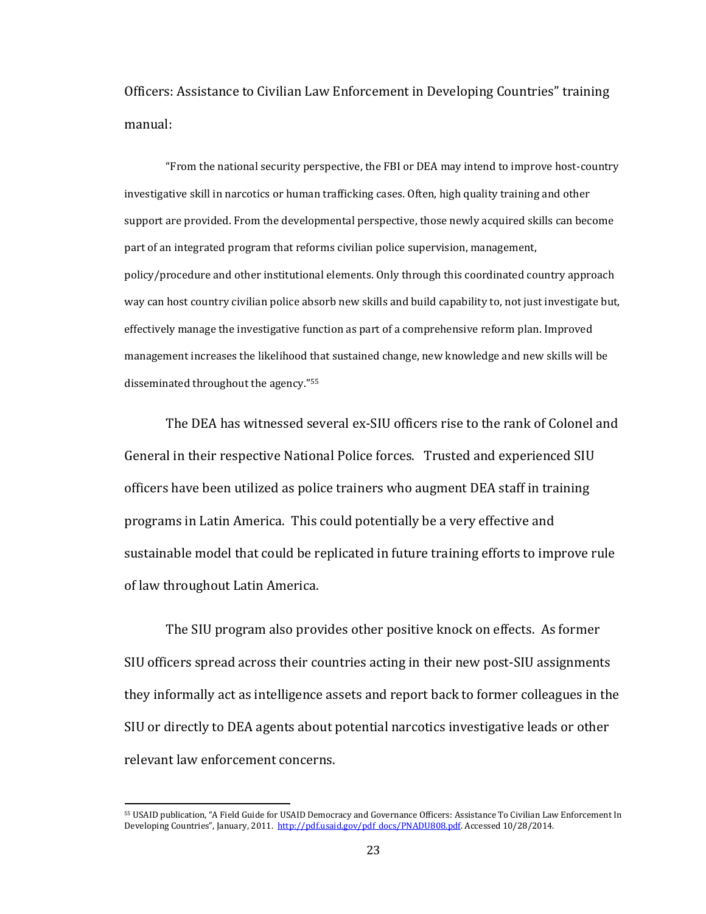Officers: Assistance to Civilian Law Enforcement in Developing Countries" training manual:

> "From the national security perspective, the FBI or DEA may intend to improve host-country investigative skill in narcotics or human trafficking cases. Often, high quality training and other support are provided. From the developmental perspective, those newly acquired skills can become part of an integrated program that reforms civilian police supervision, management, policy/procedure and other institutional elements. Only through this coordinated country approach way can host country civilian police absorb new skills and build capability to, not just investigate but, effectively manage the investigative function as part of a comprehensive reform plan. Improved management increases the likelihood that sustained change, new knowledge and new skills will be disseminated throughout the agency."[55]

The DEA has witnessed several ex-SIU officers rise to the rank of Colonel and General in their respective National Police forces. Trusted and experienced SIU officers have been utilized as police trainers who augment DEA staff in training programs in Latin America. This could potentially be a very effective and sustainable model that could be replicated in future training efforts to improve rule of law throughout Latin America.

The SIU program also provides other positive knock on effects. As former SIU officers spread across their countries acting in their new post-SIU assignments they informally act as intelligence assets and report back to former colleagues in the SIU or directly to DEA agents about potential narcotics investigative leads or other relevant law enforcement concerns.

---

[55] USAID publication, "A Field Guide for USAID Democracy and Governance Officers: Assistance To Civilian Law Enforcement In Developing Countries", January, 2011. http://pdf.usaid.gov/pdf_docs/PNADU808.pdf. Accessed 10/28/2014.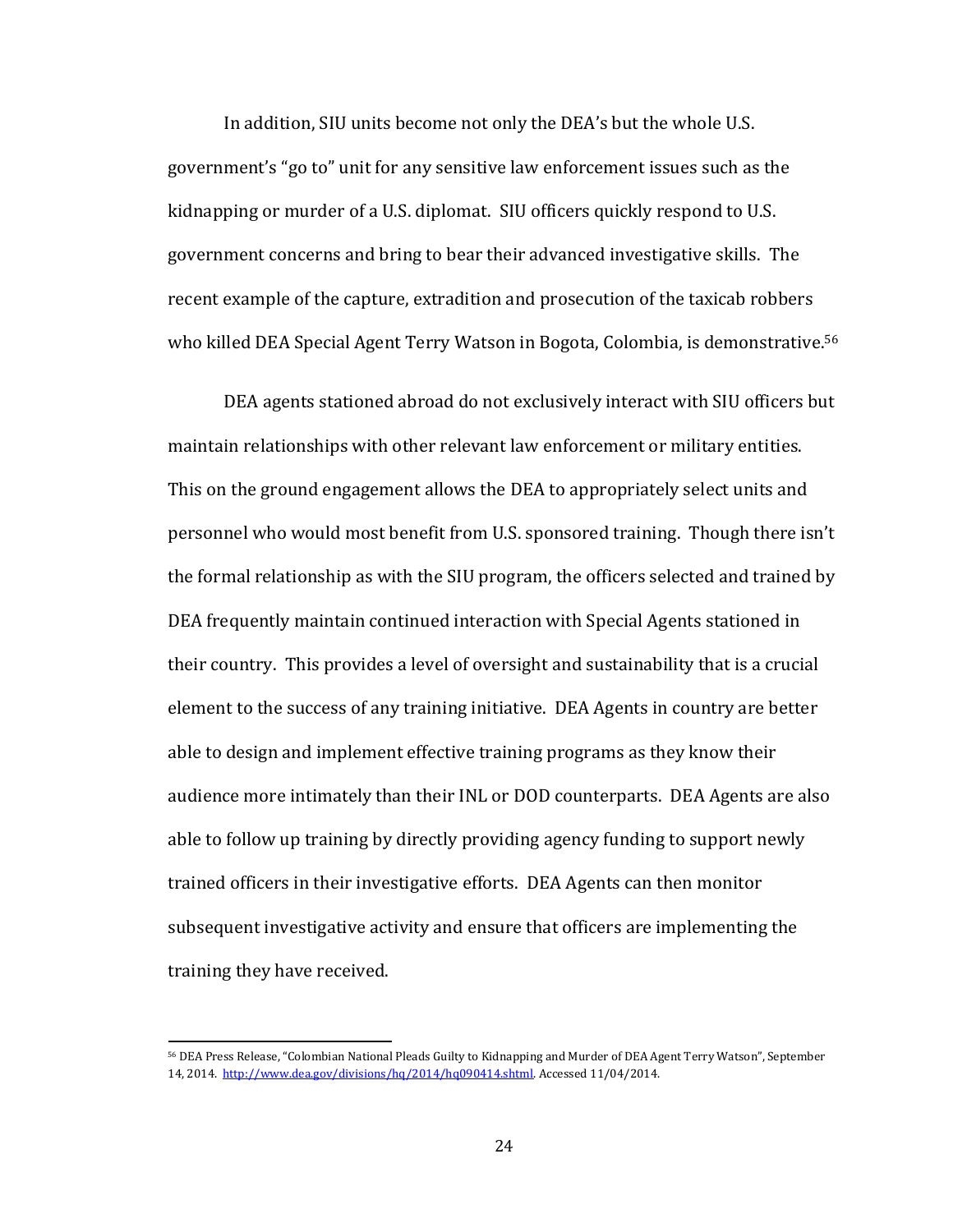In addition, SIU units become not only the DEA's but the whole U.S. government's "go to" unit for any sensitive law enforcement issues such as the kidnapping or murder of a U.S. diplomat. SIU officers quickly respond to U.S. government concerns and bring to bear their advanced investigative skills. The recent example of the capture, extradition and prosecution of the taxicab robbers who killed DEA Special Agent Terry Watson in Bogota, Colombia, is demonstrative.[56]

DEA agents stationed abroad do not exclusively interact with SIU officers but maintain relationships with other relevant law enforcement or military entities. This on the ground engagement allows the DEA to appropriately select units and personnel who would most benefit from U.S. sponsored training. Though there isn't the formal relationship as with the SIU program, the officers selected and trained by DEA frequently maintain continued interaction with Special Agents stationed in their country. This provides a level of oversight and sustainability that is a crucial element to the success of any training initiative. DEA Agents in country are better able to design and implement effective training programs as they know their audience more intimately than their INL or DOD counterparts. DEA Agents are also able to follow up training by directly providing agency funding to support newly trained officers in their investigative efforts. DEA Agents can then monitor subsequent investigative activity and ensure that officers are implementing the training they have received.

[56] DEA Press Release, "Colombian National Pleads Guilty to Kidnapping and Murder of DEA Agent Terry Watson", September 14, 2014. http://www.dea.gov/divisions/hq/2014/hq090414.shtml. Accessed 11/04/2014.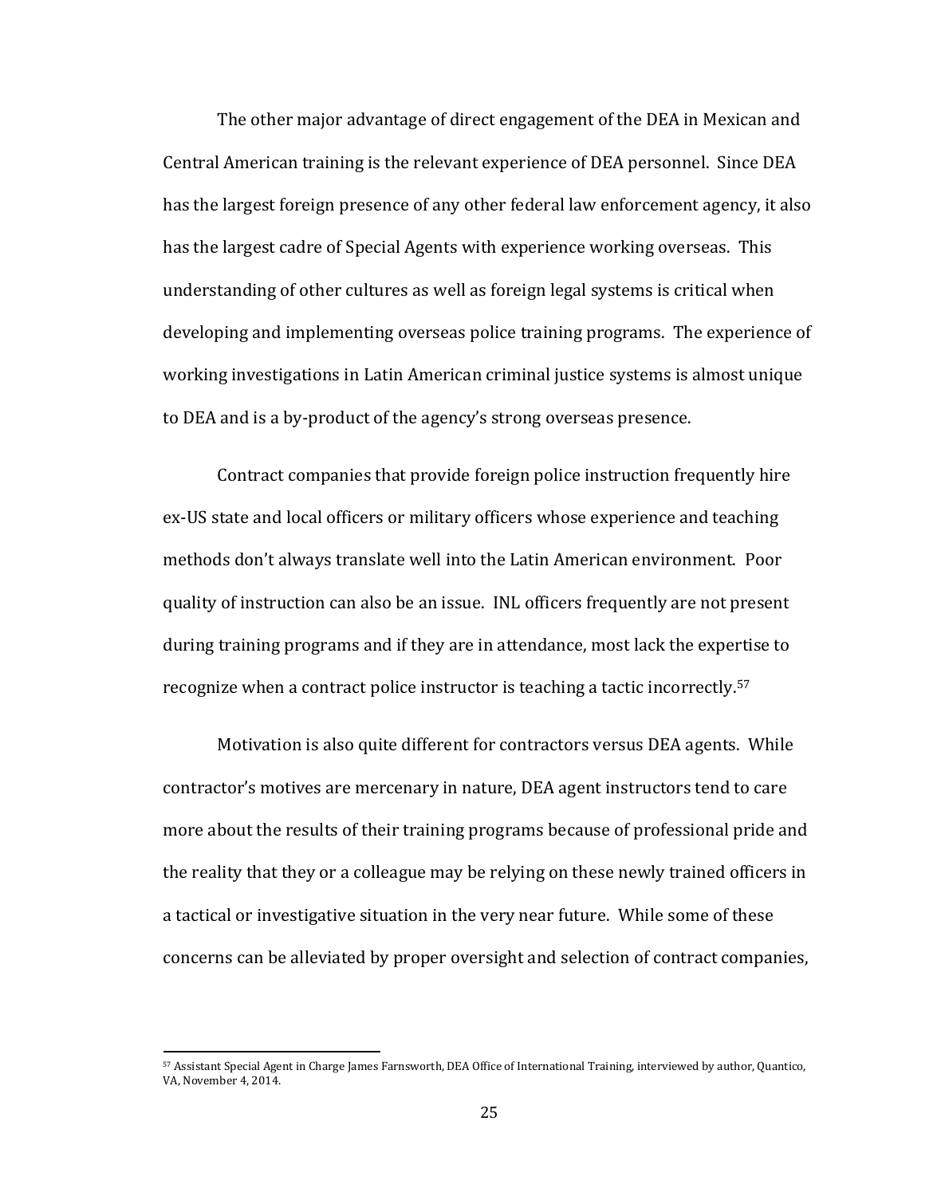The other major advantage of direct engagement of the DEA in Mexican and Central American training is the relevant experience of DEA personnel. Since DEA has the largest foreign presence of any other federal law enforcement agency, it also has the largest cadre of Special Agents with experience working overseas. This understanding of other cultures as well as foreign legal systems is critical when developing and implementing overseas police training programs. The experience of working investigations in Latin American criminal justice systems is almost unique to DEA and is a by-product of the agency's strong overseas presence.

Contract companies that provide foreign police instruction frequently hire ex-US state and local officers or military officers whose experience and teaching methods don't always translate well into the Latin American environment. Poor quality of instruction can also be an issue. INL officers frequently are not present during training programs and if they are in attendance, most lack the expertise to recognize when a contract police instructor is teaching a tactic incorrectly.[57]

Motivation is also quite different for contractors versus DEA agents. While contractor's motives are mercenary in nature, DEA agent instructors tend to care more about the results of their training programs because of professional pride and the reality that they or a colleague may be relying on these newly trained officers in a tactical or investigative situation in the very near future. While some of these concerns can be alleviated by proper oversight and selection of contract companies,

[57] Assistant Special Agent in Charge James Farnsworth, DEA Office of International Training, interviewed by author, Quantico, VA, November 4, 2014.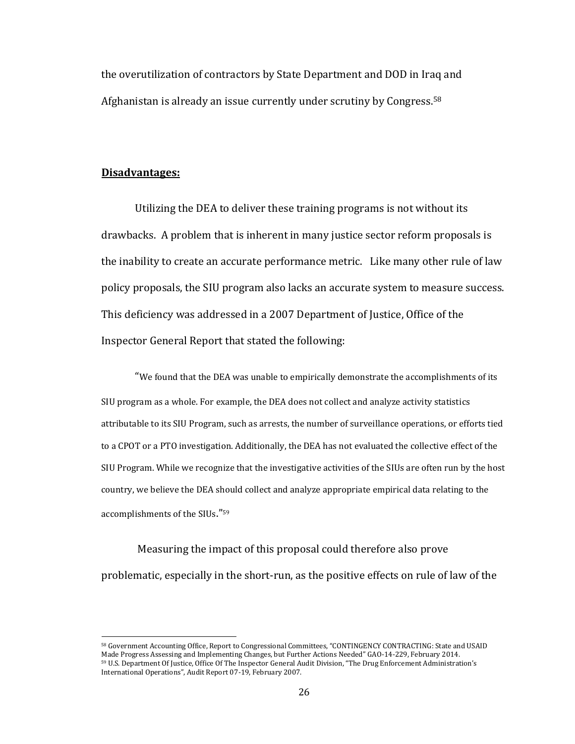the overutilization of contractors by State Department and DOD in Iraq and Afghanistan is already an issue currently under scrutiny by Congress.[58]

**Disadvantages:**

Utilizing the DEA to deliver these training programs is not without its drawbacks. A problem that is inherent in many justice sector reform proposals is the inability to create an accurate performance metric. Like many other rule of law policy proposals, the SIU program also lacks an accurate system to measure success. This deficiency was addressed in a 2007 Department of Justice, Office of the Inspector General Report that stated the following:

> "We found that the DEA was unable to empirically demonstrate the accomplishments of its SIU program as a whole. For example, the DEA does not collect and analyze activity statistics attributable to its SIU Program, such as arrests, the number of surveillance operations, or efforts tied to a CPOT or a PTO investigation. Additionally, the DEA has not evaluated the collective effect of the SIU Program. While we recognize that the investigative activities of the SIUs are often run by the host country, we believe the DEA should collect and analyze appropriate empirical data relating to the accomplishments of the SIUs."[59]

Measuring the impact of this proposal could therefore also prove problematic, especially in the short-run, as the positive effects on rule of law of the

---

[58] Government Accounting Office, Report to Congressional Committees, "CONTINGENCY CONTRACTING: State and USAID Made Progress Assessing and Implementing Changes, but Further Actions Needed" GAO-14-229, February 2014.

[59] U.S. Department Of Justice, Office Of The Inspector General Audit Division, "The Drug Enforcement Administration's International Operations", Audit Report 07-19, February 2007.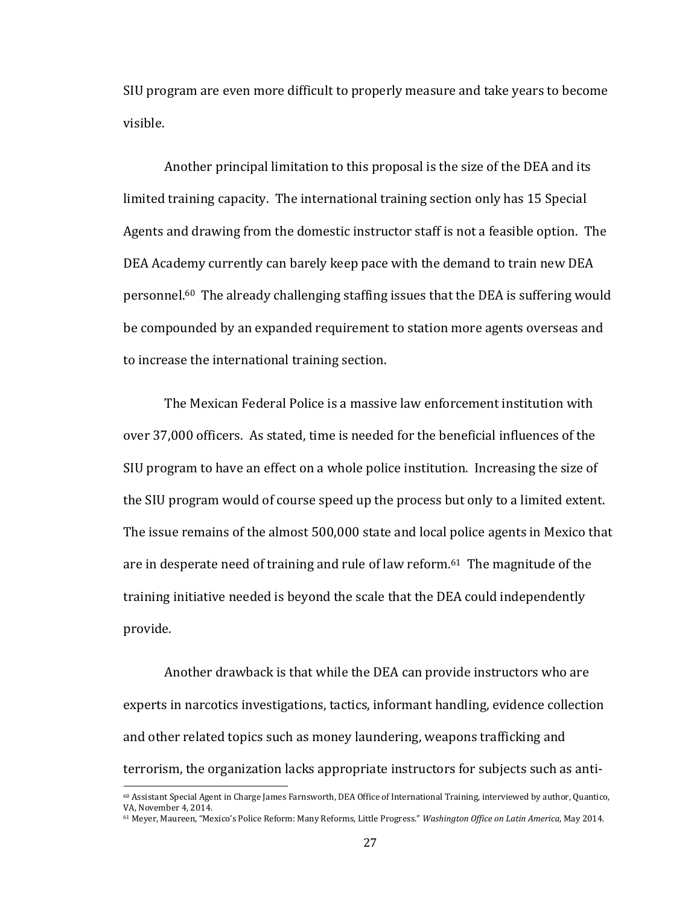SIU program are even more difficult to properly measure and take years to become visible.

Another principal limitation to this proposal is the size of the DEA and its limited training capacity. The international training section only has 15 Special Agents and drawing from the domestic instructor staff is not a feasible option. The DEA Academy currently can barely keep pace with the demand to train new DEA personnel.[60] The already challenging staffing issues that the DEA is suffering would be compounded by an expanded requirement to station more agents overseas and to increase the international training section.

The Mexican Federal Police is a massive law enforcement institution with over 37,000 officers. As stated, time is needed for the beneficial influences of the SIU program to have an effect on a whole police institution. Increasing the size of the SIU program would of course speed up the process but only to a limited extent. The issue remains of the almost 500,000 state and local police agents in Mexico that are in desperate need of training and rule of law reform.[61] The magnitude of the training initiative needed is beyond the scale that the DEA could independently provide.

Another drawback is that while the DEA can provide instructors who are experts in narcotics investigations, tactics, informant handling, evidence collection and other related topics such as money laundering, weapons trafficking and terrorism, the organization lacks appropriate instructors for subjects such as anti-

---

[60] Assistant Special Agent in Charge James Farnsworth, DEA Office of International Training, interviewed by author, Quantico, VA, November 4, 2014.

[61] Meyer, Maureen, "Mexico's Police Reform: Many Reforms, Little Progress." *Washington Office on Latin America*, May 2014.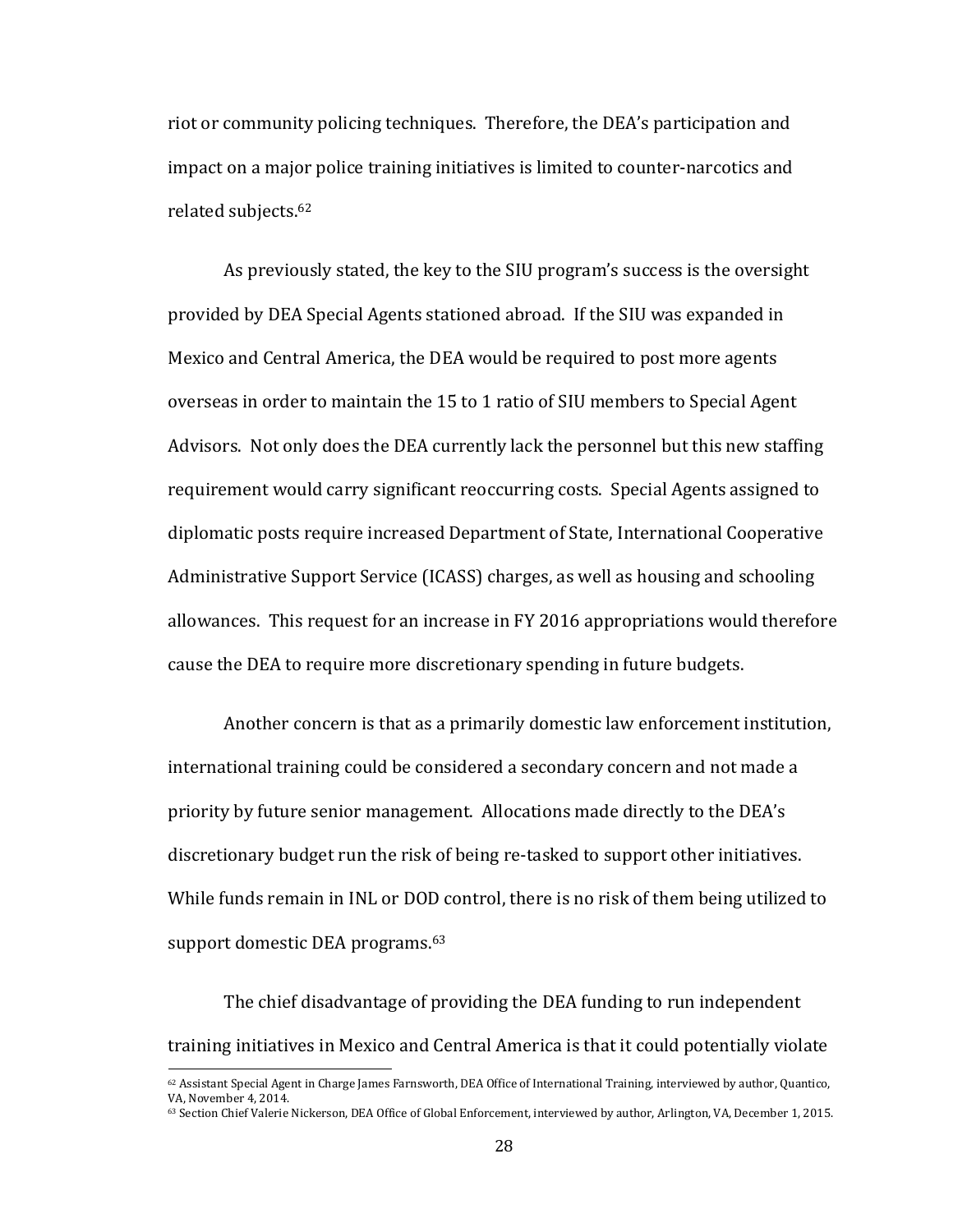riot or community policing techniques. Therefore, the DEA's participation and impact on a major police training initiatives is limited to counter-narcotics and related subjects.[62]

As previously stated, the key to the SIU program's success is the oversight provided by DEA Special Agents stationed abroad. If the SIU was expanded in Mexico and Central America, the DEA would be required to post more agents overseas in order to maintain the 15 to 1 ratio of SIU members to Special Agent Advisors. Not only does the DEA currently lack the personnel but this new staffing requirement would carry significant reoccurring costs. Special Agents assigned to diplomatic posts require increased Department of State, International Cooperative Administrative Support Service (ICASS) charges, as well as housing and schooling allowances. This request for an increase in FY 2016 appropriations would therefore cause the DEA to require more discretionary spending in future budgets.

Another concern is that as a primarily domestic law enforcement institution, international training could be considered a secondary concern and not made a priority by future senior management. Allocations made directly to the DEA's discretionary budget run the risk of being re-tasked to support other initiatives. While funds remain in INL or DOD control, there is no risk of them being utilized to support domestic DEA programs.[63]

The chief disadvantage of providing the DEA funding to run independent training initiatives in Mexico and Central America is that it could potentially violate

---

[62] Assistant Special Agent in Charge James Farnsworth, DEA Office of International Training, interviewed by author, Quantico, VA, November 4, 2014.

[63] Section Chief Valerie Nickerson, DEA Office of Global Enforcement, interviewed by author, Arlington, VA, December 1, 2015.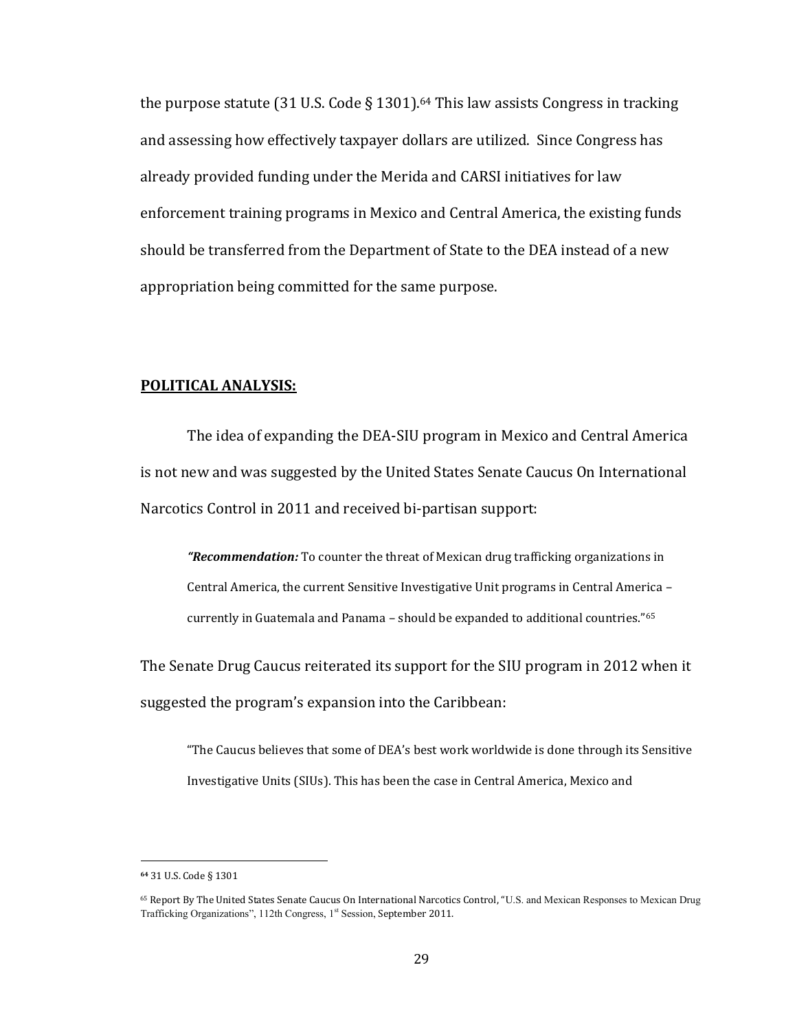the purpose statute (31 U.S. Code § 1301).[64] This law assists Congress in tracking and assessing how effectively taxpayer dollars are utilized. Since Congress has already provided funding under the Merida and CARSI initiatives for law enforcement training programs in Mexico and Central America, the existing funds should be transferred from the Department of State to the DEA instead of a new appropriation being committed for the same purpose.

**POLITICAL ANALYSIS:**

The idea of expanding the DEA-SIU program in Mexico and Central America is not new and was suggested by the United States Senate Caucus On International Narcotics Control in 2011 and received bi-partisan support:

> ***"Recommendation:*** To counter the threat of Mexican drug trafficking organizations in Central America, the current Sensitive Investigative Unit programs in Central America – currently in Guatemala and Panama – should be expanded to additional countries."[65]

The Senate Drug Caucus reiterated its support for the SIU program in 2012 when it suggested the program's expansion into the Caribbean:

> "The Caucus believes that some of DEA's best work worldwide is done through its Sensitive Investigative Units (SIUs). This has been the case in Central America, Mexico and

---

[64] 31 U.S. Code § 1301

[65] Report By The United States Senate Caucus On International Narcotics Control, "U.S. and Mexican Responses to Mexican Drug Trafficking Organizations", 112th Congress, 1st Session, September 2011.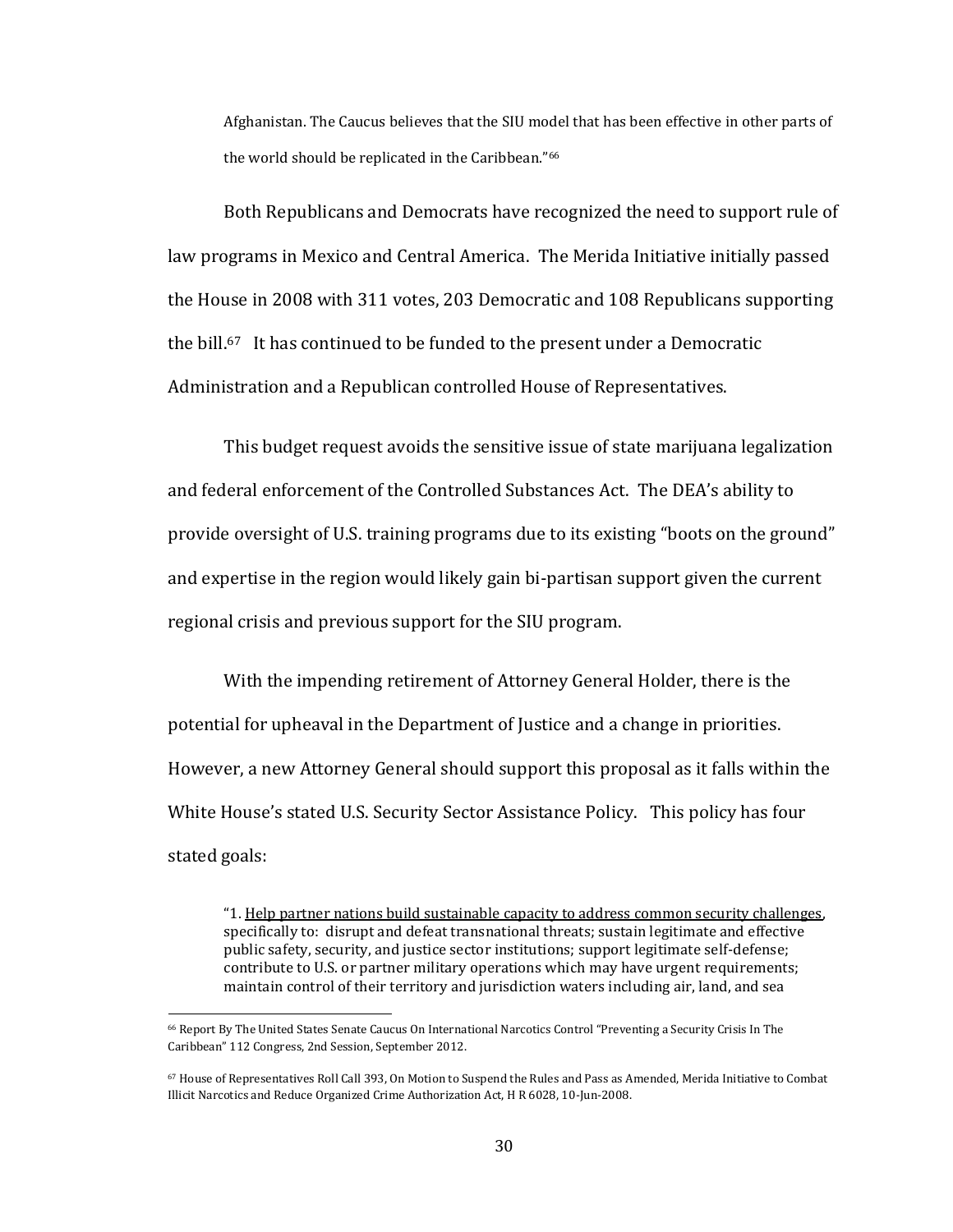> Afghanistan. The Caucus believes that the SIU model that has been effective in other parts of the world should be replicated in the Caribbean."[66]

Both Republicans and Democrats have recognized the need to support rule of law programs in Mexico and Central America. The Merida Initiative initially passed the House in 2008 with 311 votes, 203 Democratic and 108 Republicans supporting the bill.[67] It has continued to be funded to the present under a Democratic Administration and a Republican controlled House of Representatives.

This budget request avoids the sensitive issue of state marijuana legalization and federal enforcement of the Controlled Substances Act. The DEA's ability to provide oversight of U.S. training programs due to its existing "boots on the ground" and expertise in the region would likely gain bi-partisan support given the current regional crisis and previous support for the SIU program.

With the impending retirement of Attorney General Holder, there is the potential for upheaval in the Department of Justice and a change in priorities. However, a new Attorney General should support this proposal as it falls within the White House's stated U.S. Security Sector Assistance Policy. This policy has four stated goals:

> "1. Help partner nations build sustainable capacity to address common security challenges, specifically to: disrupt and defeat transnational threats; sustain legitimate and effective public safety, security, and justice sector institutions; support legitimate self-defense; contribute to U.S. or partner military operations which may have urgent requirements; maintain control of their territory and jurisdiction waters including air, land, and sea

---

[66] Report By The United States Senate Caucus On International Narcotics Control "Preventing a Security Crisis In The Caribbean" 112 Congress, 2nd Session, September 2012.

[67] House of Representatives Roll Call 393, On Motion to Suspend the Rules and Pass as Amended, Merida Initiative to Combat Illicit Narcotics and Reduce Organized Crime Authorization Act, H R 6028, 10-Jun-2008.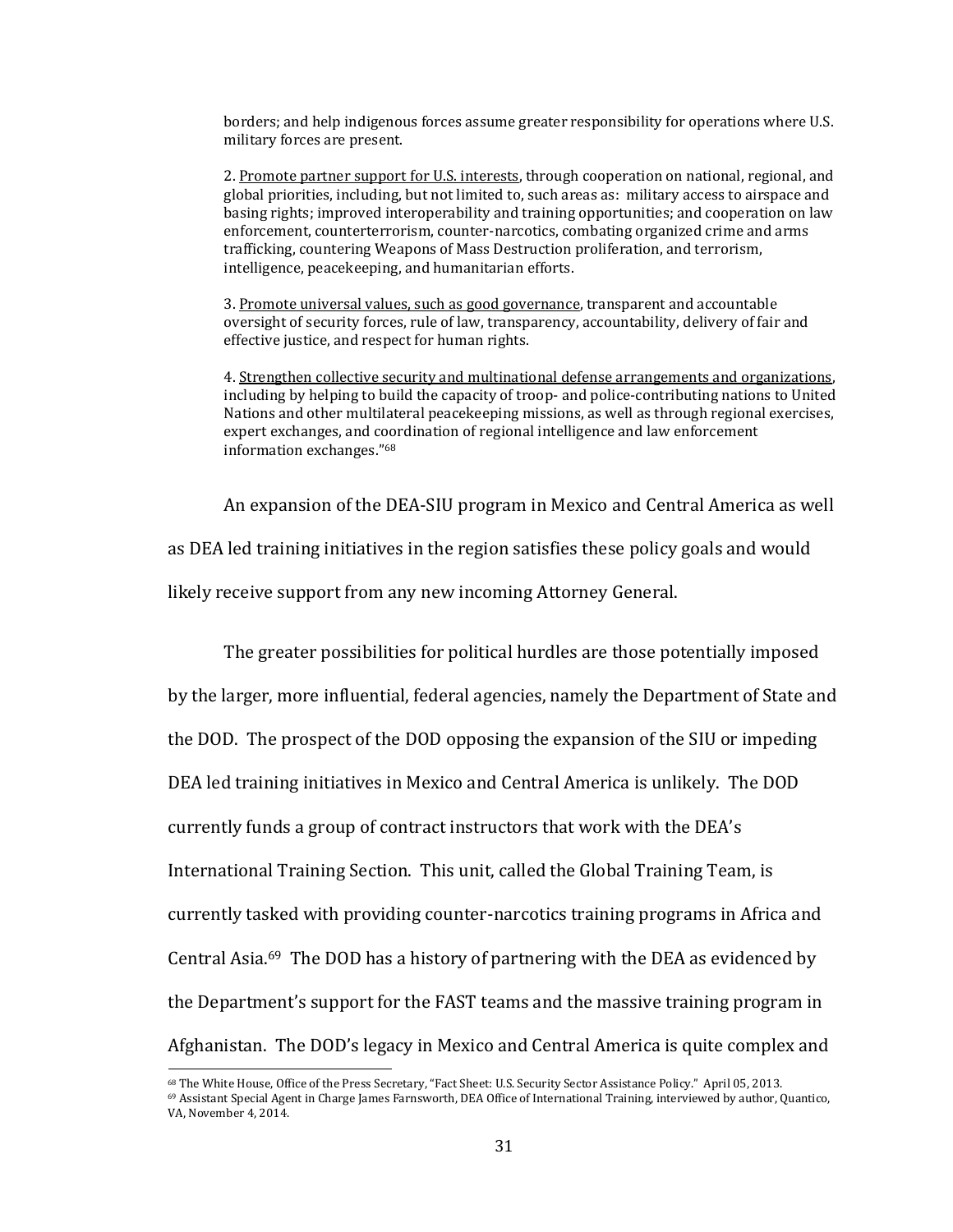borders; and help indigenous forces assume greater responsibility for operations where U.S. military forces are present.

2. Promote partner support for U.S. interests, through cooperation on national, regional, and global priorities, including, but not limited to, such areas as: military access to airspace and basing rights; improved interoperability and training opportunities; and cooperation on law enforcement, counterterrorism, counter-narcotics, combating organized crime and arms trafficking, countering Weapons of Mass Destruction proliferation, and terrorism, intelligence, peacekeeping, and humanitarian efforts.

3. Promote universal values, such as good governance, transparent and accountable oversight of security forces, rule of law, transparency, accountability, delivery of fair and effective justice, and respect for human rights.

4. Strengthen collective security and multinational defense arrangements and organizations, including by helping to build the capacity of troop- and police-contributing nations to United Nations and other multilateral peacekeeping missions, as well as through regional exercises, expert exchanges, and coordination of regional intelligence and law enforcement information exchanges."[68]

An expansion of the DEA-SIU program in Mexico and Central America as well as DEA led training initiatives in the region satisfies these policy goals and would likely receive support from any new incoming Attorney General.

The greater possibilities for political hurdles are those potentially imposed by the larger, more influential, federal agencies, namely the Department of State and the DOD. The prospect of the DOD opposing the expansion of the SIU or impeding DEA led training initiatives in Mexico and Central America is unlikely. The DOD currently funds a group of contract instructors that work with the DEA's International Training Section. This unit, called the Global Training Team, is currently tasked with providing counter-narcotics training programs in Africa and Central Asia.[69] The DOD has a history of partnering with the DEA as evidenced by the Department's support for the FAST teams and the massive training program in Afghanistan. The DOD's legacy in Mexico and Central America is quite complex and

[68] The White House, Office of the Press Secretary, "Fact Sheet: U.S. Security Sector Assistance Policy." April 05, 2013.

[69] Assistant Special Agent in Charge James Farnsworth, DEA Office of International Training, interviewed by author, Quantico, VA, November 4, 2014.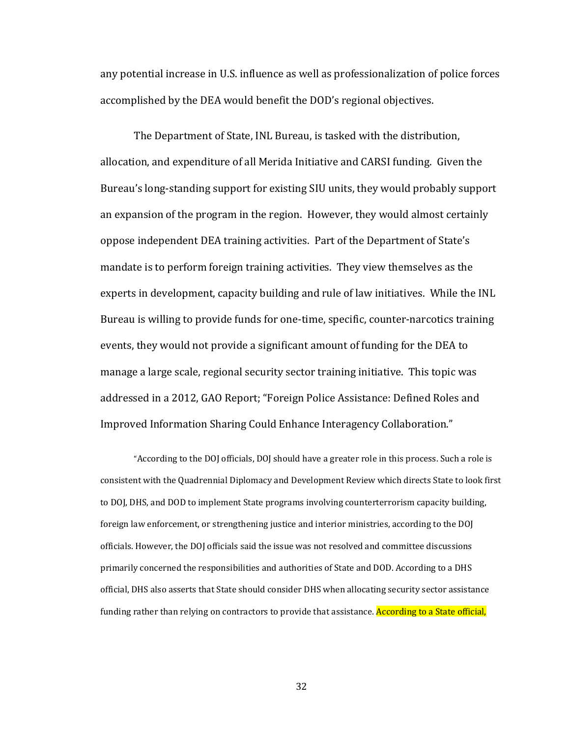any potential increase in U.S. influence as well as professionalization of police forces accomplished by the DEA would benefit the DOD's regional objectives.

The Department of State, INL Bureau, is tasked with the distribution, allocation, and expenditure of all Merida Initiative and CARSI funding. Given the Bureau's long-standing support for existing SIU units, they would probably support an expansion of the program in the region. However, they would almost certainly oppose independent DEA training activities. Part of the Department of State's mandate is to perform foreign training activities. They view themselves as the experts in development, capacity building and rule of law initiatives. While the INL Bureau is willing to provide funds for one-time, specific, counter-narcotics training events, they would not provide a significant amount of funding for the DEA to manage a large scale, regional security sector training initiative. This topic was addressed in a 2012, GAO Report; "Foreign Police Assistance: Defined Roles and Improved Information Sharing Could Enhance Interagency Collaboration."

> "According to the DOJ officials, DOJ should have a greater role in this process. Such a role is consistent with the Quadrennial Diplomacy and Development Review which directs State to look first to DOJ, DHS, and DOD to implement State programs involving counterterrorism capacity building, foreign law enforcement, or strengthening justice and interior ministries, according to the DOJ officials. However, the DOJ officials said the issue was not resolved and committee discussions primarily concerned the responsibilities and authorities of State and DOD. According to a DHS official, DHS also asserts that State should consider DHS when allocating security sector assistance funding rather than relying on contractors to provide that assistance. According to a State official,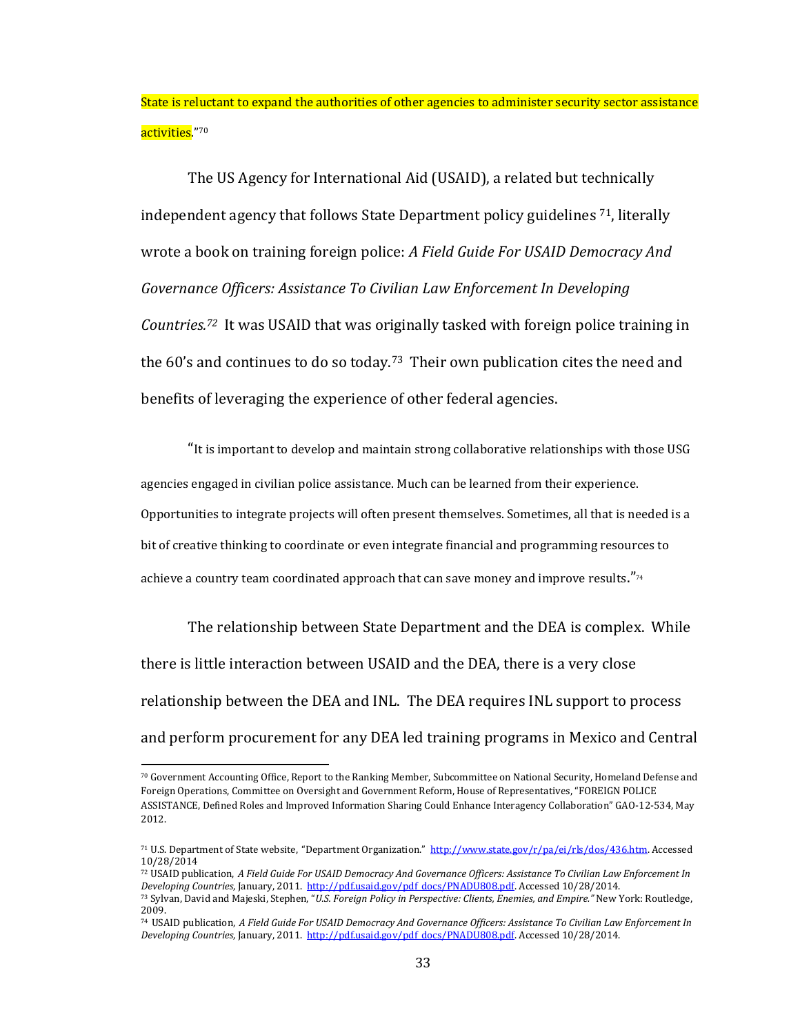State is reluctant to expand the authorities of other agencies to administer security sector assistance activities."[70]

The US Agency for International Aid (USAID), a related but technically independent agency that follows State Department policy guidelines [71], literally wrote a book on training foreign police: *A Field Guide For USAID Democracy And Governance Officers: Assistance To Civilian Law Enforcement In Developing Countries.*[72] It was USAID that was originally tasked with foreign police training in the 60's and continues to do so today.[73] Their own publication cites the need and benefits of leveraging the experience of other federal agencies.

> "It is important to develop and maintain strong collaborative relationships with those USG agencies engaged in civilian police assistance. Much can be learned from their experience. Opportunities to integrate projects will often present themselves. Sometimes, all that is needed is a bit of creative thinking to coordinate or even integrate financial and programming resources to achieve a country team coordinated approach that can save money and improve results."[74]

The relationship between State Department and the DEA is complex. While there is little interaction between USAID and the DEA, there is a very close relationship between the DEA and INL. The DEA requires INL support to process and perform procurement for any DEA led training programs in Mexico and Central

---

[70] Government Accounting Office, Report to the Ranking Member, Subcommittee on National Security, Homeland Defense and Foreign Operations, Committee on Oversight and Government Reform, House of Representatives, "FOREIGN POLICE ASSISTANCE, Defined Roles and Improved Information Sharing Could Enhance Interagency Collaboration" GAO-12-534, May 2012.

[71] U.S. Department of State website, "Department Organization." http://www.state.gov/r/pa/ei/rls/dos/436.htm. Accessed 10/28/2014

[72] USAID publication, *A Field Guide For USAID Democracy And Governance Officers: Assistance To Civilian Law Enforcement In Developing Countries*, January, 2011. http://pdf.usaid.gov/pdf_docs/PNADU808.pdf. Accessed 10/28/2014.

[73] Sylvan, David and Majeski, Stephen, "*U.S. Foreign Policy in Perspective: Clients, Enemies, and Empire.*" New York: Routledge, 2009.

[74] USAID publication, *A Field Guide For USAID Democracy And Governance Officers: Assistance To Civilian Law Enforcement In Developing Countries*, January, 2011. http://pdf.usaid.gov/pdf_docs/PNADU808.pdf. Accessed 10/28/2014.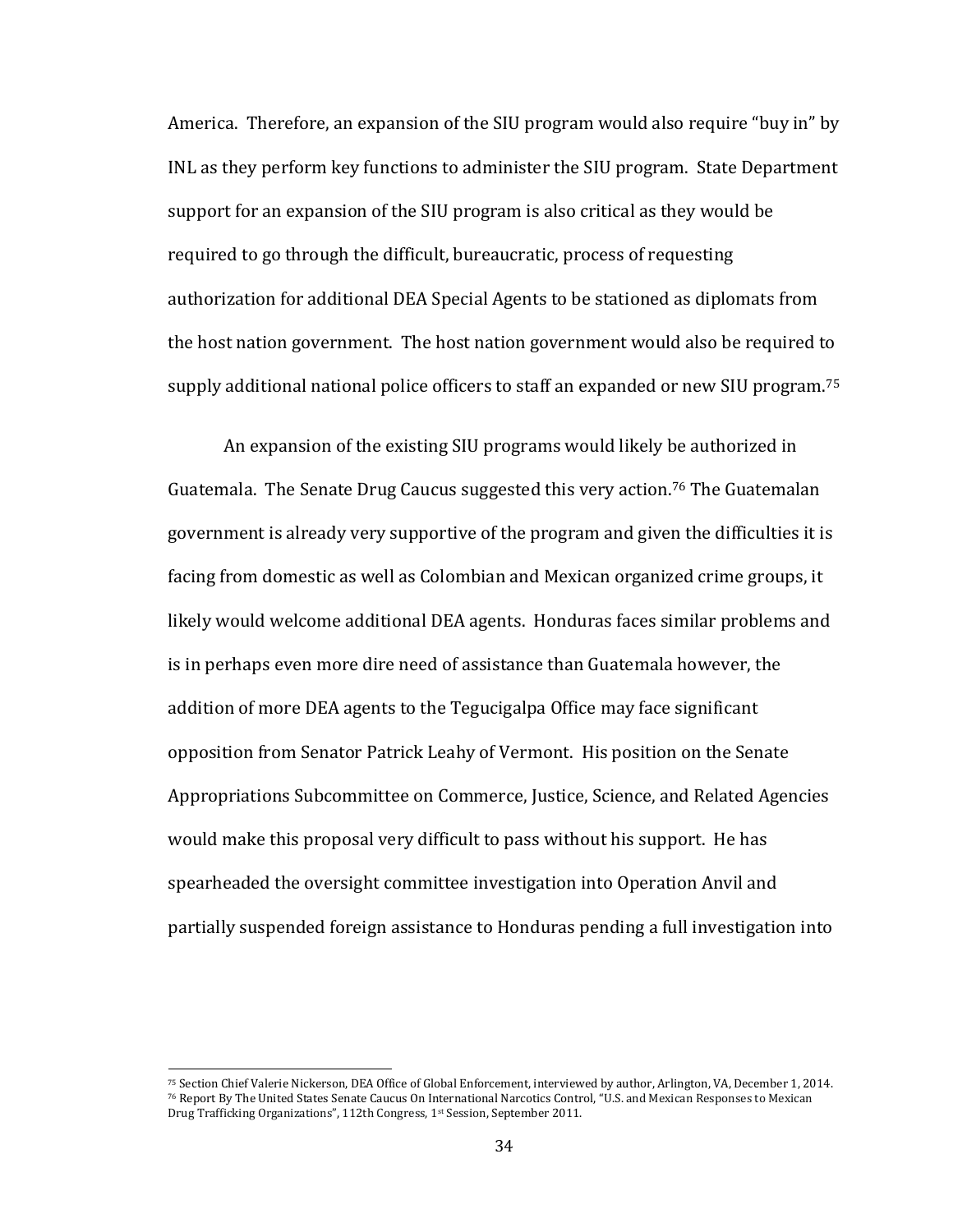America. Therefore, an expansion of the SIU program would also require "buy in" by INL as they perform key functions to administer the SIU program. State Department support for an expansion of the SIU program is also critical as they would be required to go through the difficult, bureaucratic, process of requesting authorization for additional DEA Special Agents to be stationed as diplomats from the host nation government. The host nation government would also be required to supply additional national police officers to staff an expanded or new SIU program.[75]

An expansion of the existing SIU programs would likely be authorized in Guatemala. The Senate Drug Caucus suggested this very action.[76] The Guatemalan government is already very supportive of the program and given the difficulties it is facing from domestic as well as Colombian and Mexican organized crime groups, it likely would welcome additional DEA agents. Honduras faces similar problems and is in perhaps even more dire need of assistance than Guatemala however, the addition of more DEA agents to the Tegucigalpa Office may face significant opposition from Senator Patrick Leahy of Vermont. His position on the Senate Appropriations Subcommittee on Commerce, Justice, Science, and Related Agencies would make this proposal very difficult to pass without his support. He has spearheaded the oversight committee investigation into Operation Anvil and partially suspended foreign assistance to Honduras pending a full investigation into

---

[75] Section Chief Valerie Nickerson, DEA Office of Global Enforcement, interviewed by author, Arlington, VA, December 1, 2014.

[76] Report By The United States Senate Caucus On International Narcotics Control, "U.S. and Mexican Responses to Mexican Drug Trafficking Organizations", 112th Congress, 1st Session, September 2011.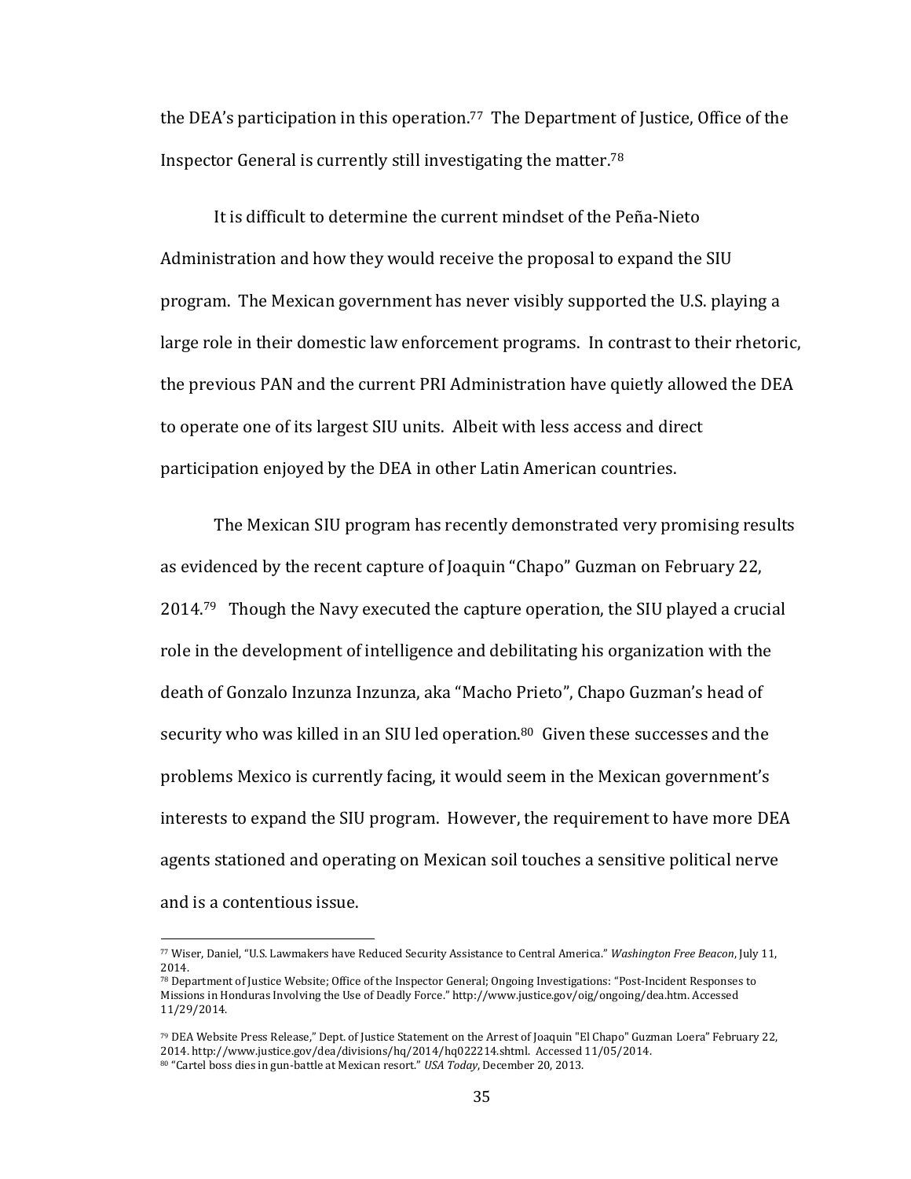the DEA's participation in this operation.[77] The Department of Justice, Office of the Inspector General is currently still investigating the matter.[78]

It is difficult to determine the current mindset of the Peña-Nieto Administration and how they would receive the proposal to expand the SIU program. The Mexican government has never visibly supported the U.S. playing a large role in their domestic law enforcement programs. In contrast to their rhetoric, the previous PAN and the current PRI Administration have quietly allowed the DEA to operate one of its largest SIU units. Albeit with less access and direct participation enjoyed by the DEA in other Latin American countries.

The Mexican SIU program has recently demonstrated very promising results as evidenced by the recent capture of Joaquin "Chapo" Guzman on February 22, 2014.[79] Though the Navy executed the capture operation, the SIU played a crucial role in the development of intelligence and debilitating his organization with the death of Gonzalo Inzunza Inzunza, aka "Macho Prieto", Chapo Guzman's head of security who was killed in an SIU led operation.[80] Given these successes and the problems Mexico is currently facing, it would seem in the Mexican government's interests to expand the SIU program. However, the requirement to have more DEA agents stationed and operating on Mexican soil touches a sensitive political nerve and is a contentious issue.

---

[77] Wiser, Daniel, "U.S. Lawmakers have Reduced Security Assistance to Central America." *Washington Free Beacon*, July 11, 2014.

[78] Department of Justice Website; Office of the Inspector General; Ongoing Investigations: "Post-Incident Responses to Missions in Honduras Involving the Use of Deadly Force." http://www.justice.gov/oig/ongoing/dea.htm. Accessed 11/29/2014.

[79] DEA Website Press Release," Dept. of Justice Statement on the Arrest of Joaquin "El Chapo" Guzman Loera" February 22, 2014. http://www.justice.gov/dea/divisions/hq/2014/hq022214.shtml. Accessed 11/05/2014.

[80] "Cartel boss dies in gun-battle at Mexican resort." *USA Today*, December 20, 2013.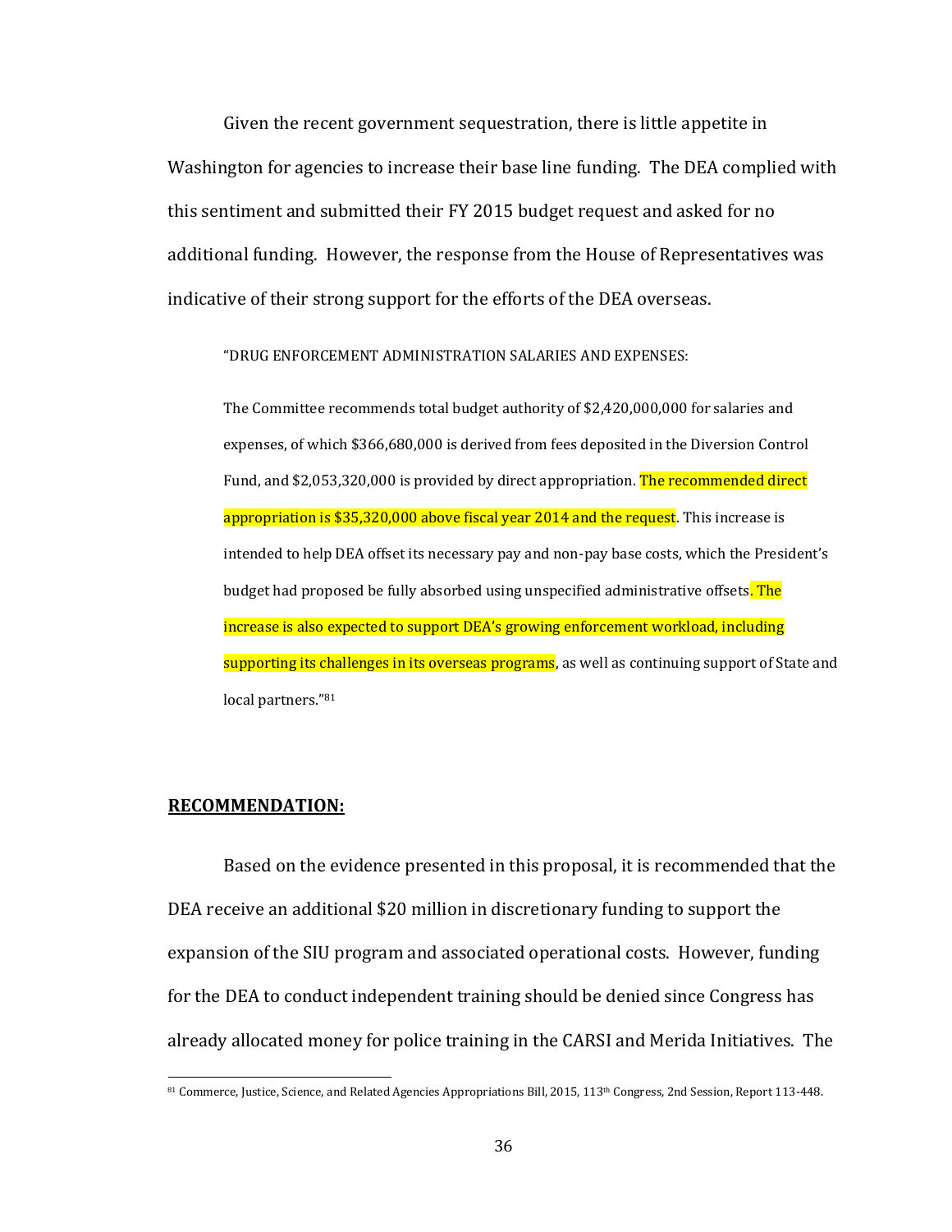Given the recent government sequestration, there is little appetite in Washington for agencies to increase their base line funding. The DEA complied with this sentiment and submitted their FY 2015 budget request and asked for no additional funding. However, the response from the House of Representatives was indicative of their strong support for the efforts of the DEA overseas.

> "DRUG ENFORCEMENT ADMINISTRATION SALARIES AND EXPENSES:
>
> The Committee recommends total budget authority of $2,420,000,000 for salaries and expenses, of which $366,680,000 is derived from fees deposited in the Diversion Control Fund, and $2,053,320,000 is provided by direct appropriation. The recommended direct appropriation is $35,320,000 above fiscal year 2014 and the request. This increase is intended to help DEA offset its necessary pay and non-pay base costs, which the President's budget had proposed be fully absorbed using unspecified administrative offsets. The increase is also expected to support DEA's growing enforcement workload, including supporting its challenges in its overseas programs, as well as continuing support of State and local partners."[81]

## RECOMMENDATION:

Based on the evidence presented in this proposal, it is recommended that the DEA receive an additional $20 million in discretionary funding to support the expansion of the SIU program and associated operational costs. However, funding for the DEA to conduct independent training should be denied since Congress has already allocated money for police training in the CARSI and Merida Initiatives. The

[81] Commerce, Justice, Science, and Related Agencies Appropriations Bill, 2015, 113th Congress, 2nd Session, Report 113-448.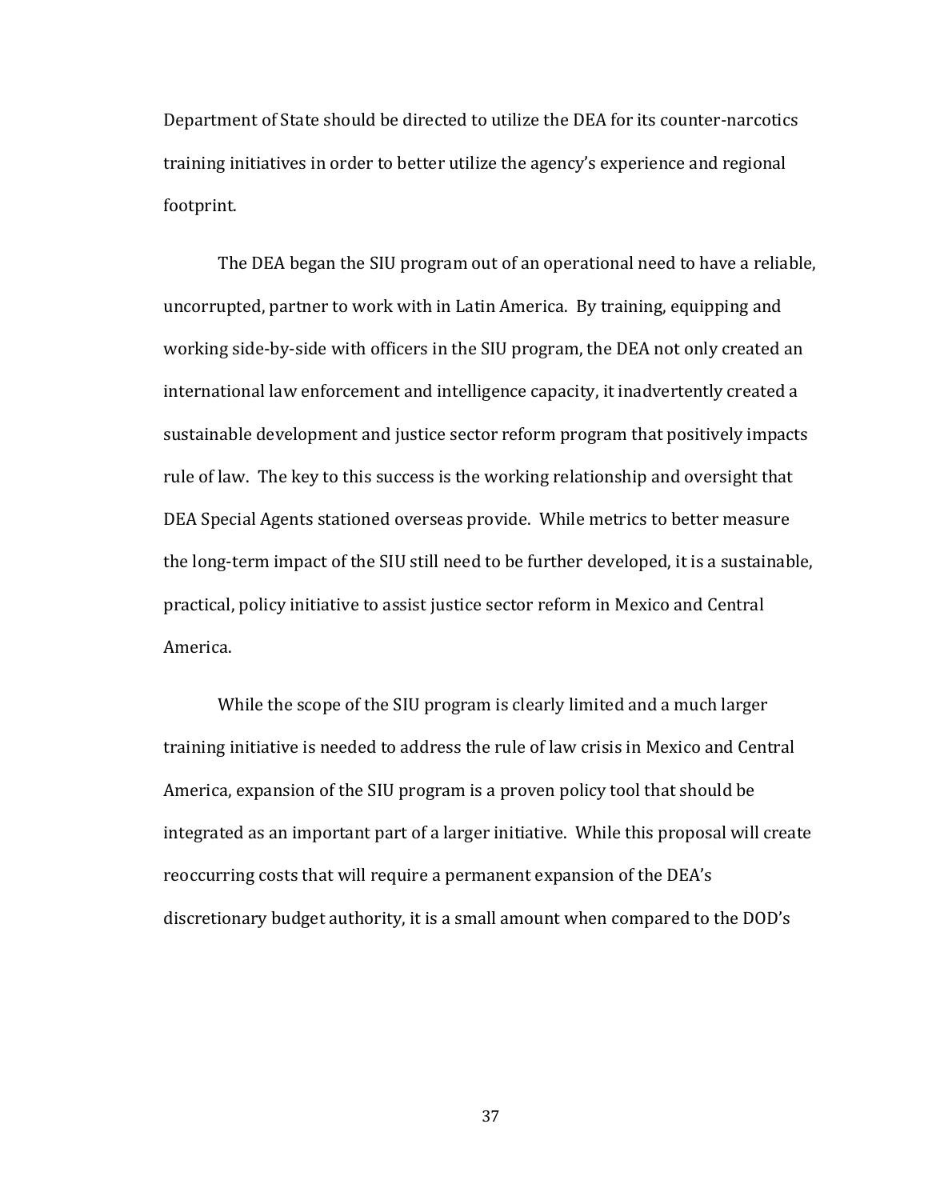Department of State should be directed to utilize the DEA for its counter-narcotics training initiatives in order to better utilize the agency's experience and regional footprint.

The DEA began the SIU program out of an operational need to have a reliable, uncorrupted, partner to work with in Latin America. By training, equipping and working side-by-side with officers in the SIU program, the DEA not only created an international law enforcement and intelligence capacity, it inadvertently created a sustainable development and justice sector reform program that positively impacts rule of law. The key to this success is the working relationship and oversight that DEA Special Agents stationed overseas provide. While metrics to better measure the long-term impact of the SIU still need to be further developed, it is a sustainable, practical, policy initiative to assist justice sector reform in Mexico and Central America.

While the scope of the SIU program is clearly limited and a much larger training initiative is needed to address the rule of law crisis in Mexico and Central America, expansion of the SIU program is a proven policy tool that should be integrated as an important part of a larger initiative. While this proposal will create reoccurring costs that will require a permanent expansion of the DEA's discretionary budget authority, it is a small amount when compared to the DOD's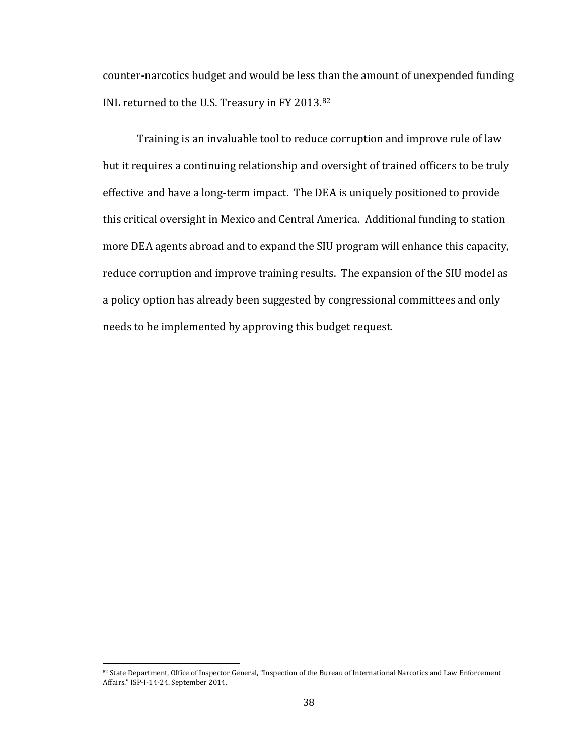counter-narcotics budget and would be less than the amount of unexpended funding INL returned to the U.S. Treasury in FY 2013.[82]

Training is an invaluable tool to reduce corruption and improve rule of law but it requires a continuing relationship and oversight of trained officers to be truly effective and have a long-term impact. The DEA is uniquely positioned to provide this critical oversight in Mexico and Central America. Additional funding to station more DEA agents abroad and to expand the SIU program will enhance this capacity, reduce corruption and improve training results. The expansion of the SIU model as a policy option has already been suggested by congressional committees and only needs to be implemented by approving this budget request.

[82] State Department, Office of Inspector General, "Inspection of the Bureau of International Narcotics and Law Enforcement Affairs." ISP-I-14-24. September 2014.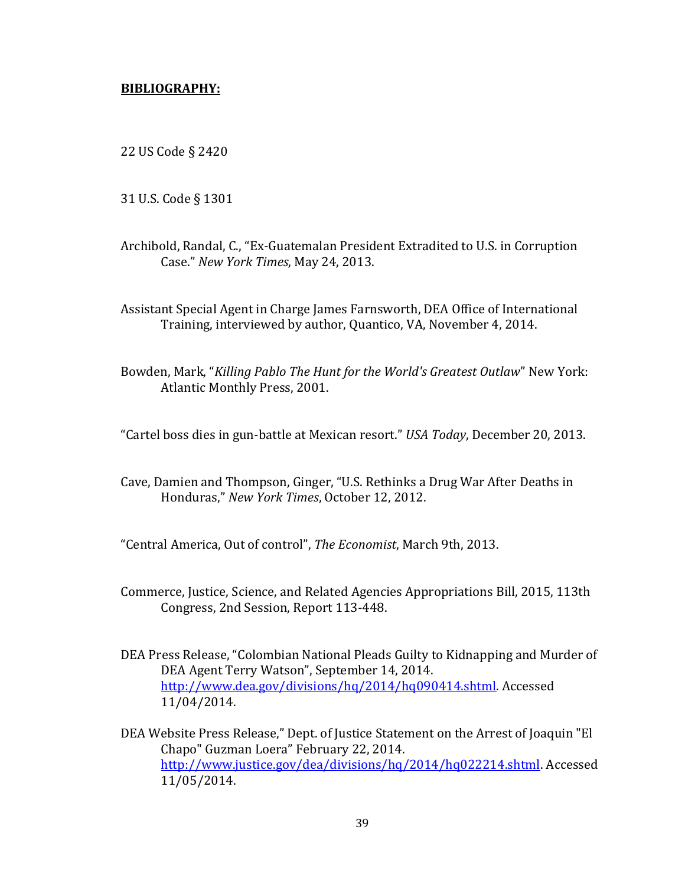**BIBLIOGRAPHY:**

22 US Code § 2420

31 U.S. Code § 1301

Archibold, Randal, C., "Ex-Guatemalan President Extradited to U.S. in Corruption Case." *New York Times*, May 24, 2013.

Assistant Special Agent in Charge James Farnsworth, DEA Office of International Training, interviewed by author, Quantico, VA, November 4, 2014.

Bowden, Mark, "*Killing Pablo The Hunt for the World's Greatest Outlaw*" New York: Atlantic Monthly Press, 2001.

"Cartel boss dies in gun-battle at Mexican resort." *USA Today*, December 20, 2013.

Cave, Damien and Thompson, Ginger, "U.S. Rethinks a Drug War After Deaths in Honduras," *New York Times*, October 12, 2012.

"Central America, Out of control", *The Economist*, March 9th, 2013.

Commerce, Justice, Science, and Related Agencies Appropriations Bill, 2015, 113th Congress, 2nd Session, Report 113-448.

DEA Press Release, "Colombian National Pleads Guilty to Kidnapping and Murder of DEA Agent Terry Watson", September 14, 2014. http://www.dea.gov/divisions/hq/2014/hq090414.shtml. Accessed 11/04/2014.

DEA Website Press Release," Dept. of Justice Statement on the Arrest of Joaquin "El Chapo" Guzman Loera" February 22, 2014. http://www.justice.gov/dea/divisions/hq/2014/hq022214.shtml. Accessed 11/05/2014.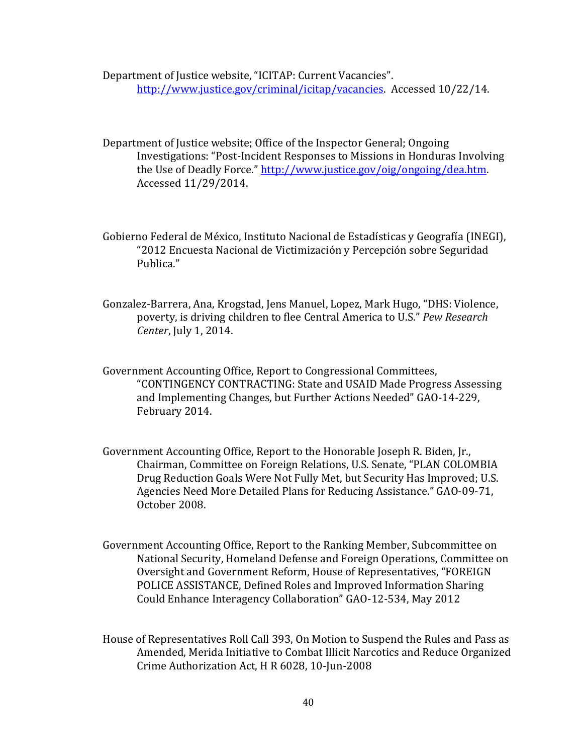Department of Justice website, "ICITAP: Current Vacancies". http://www.justice.gov/criminal/icitap/vacancies. Accessed 10/22/14.

Department of Justice website; Office of the Inspector General; Ongoing Investigations: "Post-Incident Responses to Missions in Honduras Involving the Use of Deadly Force." http://www.justice.gov/oig/ongoing/dea.htm. Accessed 11/29/2014.

Gobierno Federal de México, Instituto Nacional de Estadísticas y Geografía (INEGI), "2012 Encuesta Nacional de Victimización y Percepción sobre Seguridad Publica."

Gonzalez-Barrera, Ana, Krogstad, Jens Manuel, Lopez, Mark Hugo, "DHS: Violence, poverty, is driving children to flee Central America to U.S." *Pew Research Center*, July 1, 2014.

Government Accounting Office, Report to Congressional Committees, "CONTINGENCY CONTRACTING: State and USAID Made Progress Assessing and Implementing Changes, but Further Actions Needed" GAO-14-229, February 2014.

Government Accounting Office, Report to the Honorable Joseph R. Biden, Jr., Chairman, Committee on Foreign Relations, U.S. Senate, "PLAN COLOMBIA Drug Reduction Goals Were Not Fully Met, but Security Has Improved; U.S. Agencies Need More Detailed Plans for Reducing Assistance." GAO-09-71, October 2008.

Government Accounting Office, Report to the Ranking Member, Subcommittee on National Security, Homeland Defense and Foreign Operations, Committee on Oversight and Government Reform, House of Representatives, "FOREIGN POLICE ASSISTANCE, Defined Roles and Improved Information Sharing Could Enhance Interagency Collaboration" GAO-12-534, May 2012

House of Representatives Roll Call 393, On Motion to Suspend the Rules and Pass as Amended, Merida Initiative to Combat Illicit Narcotics and Reduce Organized Crime Authorization Act, H R 6028, 10-Jun-2008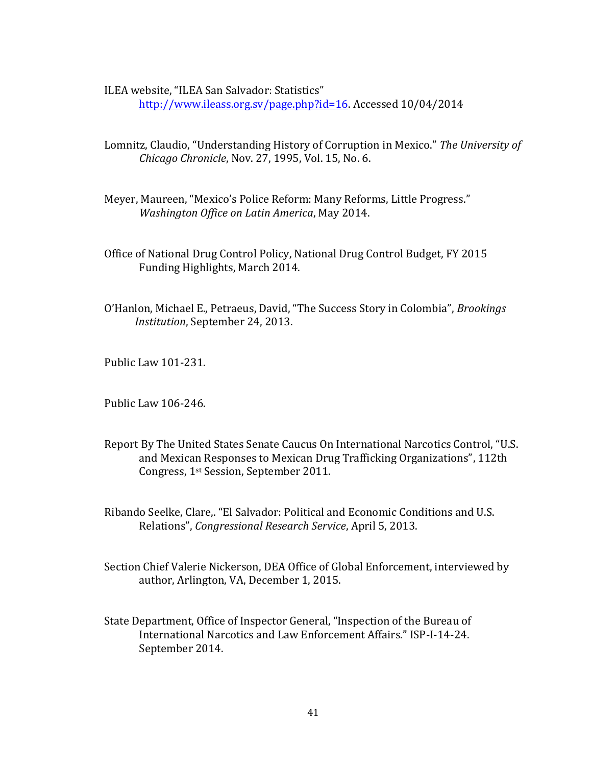ILEA website, "ILEA San Salvador: Statistics" [http://www.ileass.org.sv/page.php?id=16](http://www.ileass.org.sv/page.php?id=16). Accessed 10/04/2014

Lomnitz, Claudio, "Understanding History of Corruption in Mexico." *The University of Chicago Chronicle*, Nov. 27, 1995, Vol. 15, No. 6.

Meyer, Maureen, "Mexico's Police Reform: Many Reforms, Little Progress." *Washington Office on Latin America*, May 2014.

Office of National Drug Control Policy, National Drug Control Budget, FY 2015 Funding Highlights, March 2014.

O'Hanlon, Michael E., Petraeus, David, "The Success Story in Colombia", *Brookings Institution*, September 24, 2013.

Public Law 101-231.

Public Law 106-246.

Report By The United States Senate Caucus On International Narcotics Control, "U.S. and Mexican Responses to Mexican Drug Trafficking Organizations", 112th Congress, 1st Session, September 2011.

Ribando Seelke, Clare,. "El Salvador: Political and Economic Conditions and U.S. Relations", *Congressional Research Service*, April 5, 2013.

Section Chief Valerie Nickerson, DEA Office of Global Enforcement, interviewed by author, Arlington, VA, December 1, 2015.

State Department, Office of Inspector General, "Inspection of the Bureau of International Narcotics and Law Enforcement Affairs." ISP-I-14-24. September 2014.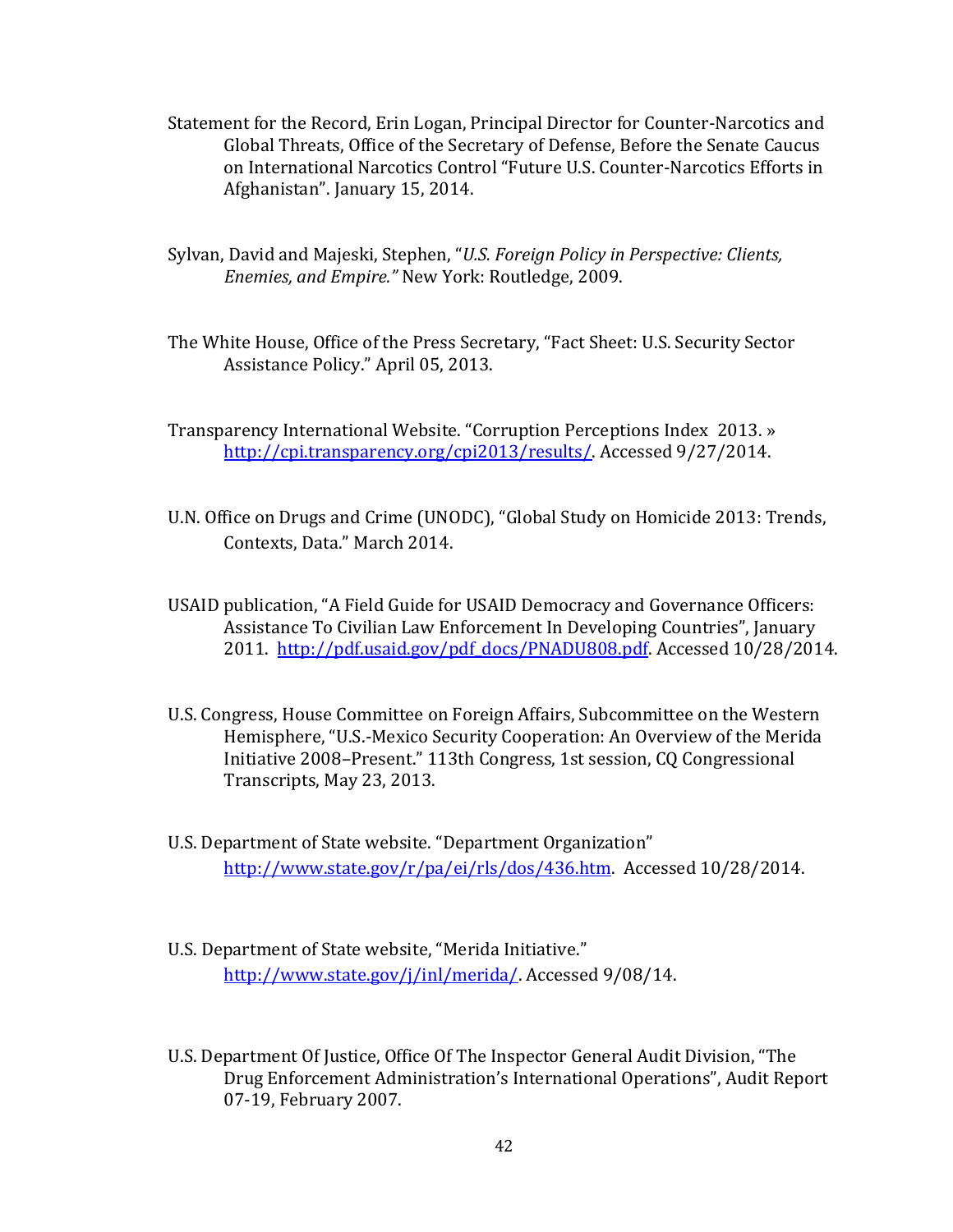Statement for the Record, Erin Logan, Principal Director for Counter-Narcotics and Global Threats, Office of the Secretary of Defense, Before the Senate Caucus on International Narcotics Control "Future U.S. Counter-Narcotics Efforts in Afghanistan". January 15, 2014.

Sylvan, David and Majeski, Stephen, "*U.S. Foreign Policy in Perspective: Clients, Enemies, and Empire."* New York: Routledge, 2009.

The White House, Office of the Press Secretary, "Fact Sheet: U.S. Security Sector Assistance Policy." April 05, 2013.

Transparency International Website. "Corruption Perceptions Index 2013. » http://cpi.transparency.org/cpi2013/results/. Accessed 9/27/2014.

U.N. Office on Drugs and Crime (UNODC), "Global Study on Homicide 2013: Trends, Contexts, Data." March 2014.

USAID publication, "A Field Guide for USAID Democracy and Governance Officers: Assistance To Civilian Law Enforcement In Developing Countries", January 2011. http://pdf.usaid.gov/pdf_docs/PNADU808.pdf. Accessed 10/28/2014.

U.S. Congress, House Committee on Foreign Affairs, Subcommittee on the Western Hemisphere, "U.S.-Mexico Security Cooperation: An Overview of the Merida Initiative 2008–Present." 113th Congress, 1st session, CQ Congressional Transcripts, May 23, 2013.

U.S. Department of State website. "Department Organization" http://www.state.gov/r/pa/ei/rls/dos/436.htm. Accessed 10/28/2014.

U.S. Department of State website, "Merida Initiative." http://www.state.gov/j/inl/merida/. Accessed 9/08/14.

U.S. Department Of Justice, Office Of The Inspector General Audit Division, "The Drug Enforcement Administration's International Operations", Audit Report 07-19, February 2007.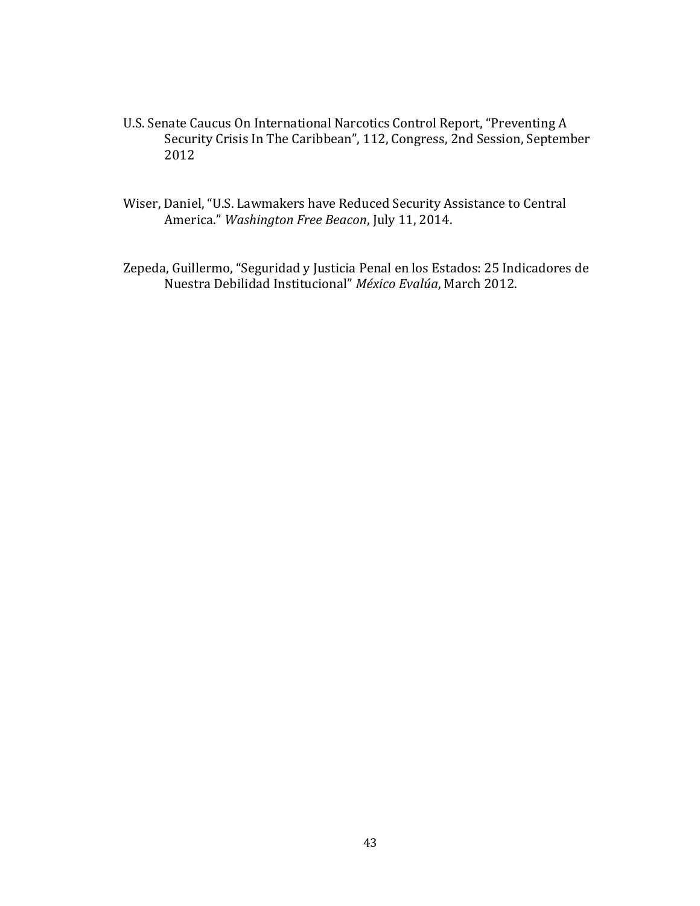U.S. Senate Caucus On International Narcotics Control Report, "Preventing A Security Crisis In The Caribbean", 112, Congress, 2nd Session, September 2012

Wiser, Daniel, "U.S. Lawmakers have Reduced Security Assistance to Central America." *Washington Free Beacon*, July 11, 2014.

Zepeda, Guillermo, "Seguridad y Justicia Penal en los Estados: 25 Indicadores de Nuestra Debilidad Institucional" *México Evalúa*, March 2012.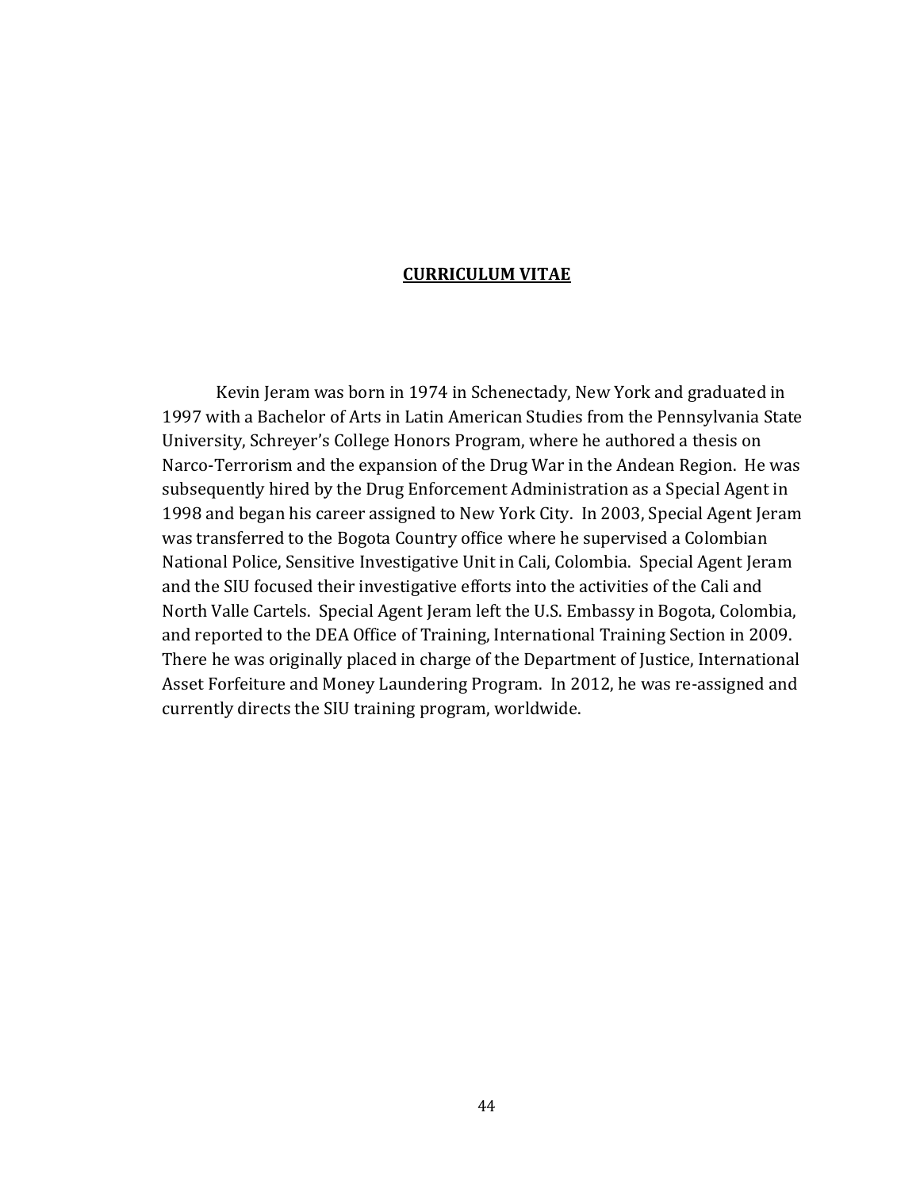## **CURRICULUM VITAE**

Kevin Jeram was born in 1974 in Schenectady, New York and graduated in 1997 with a Bachelor of Arts in Latin American Studies from the Pennsylvania State University, Schreyer's College Honors Program, where he authored a thesis on Narco-Terrorism and the expansion of the Drug War in the Andean Region. He was subsequently hired by the Drug Enforcement Administration as a Special Agent in 1998 and began his career assigned to New York City. In 2003, Special Agent Jeram was transferred to the Bogota Country office where he supervised a Colombian National Police, Sensitive Investigative Unit in Cali, Colombia. Special Agent Jeram and the SIU focused their investigative efforts into the activities of the Cali and North Valle Cartels. Special Agent Jeram left the U.S. Embassy in Bogota, Colombia, and reported to the DEA Office of Training, International Training Section in 2009. There he was originally placed in charge of the Department of Justice, International Asset Forfeiture and Money Laundering Program. In 2012, he was re-assigned and currently directs the SIU training program, worldwide.